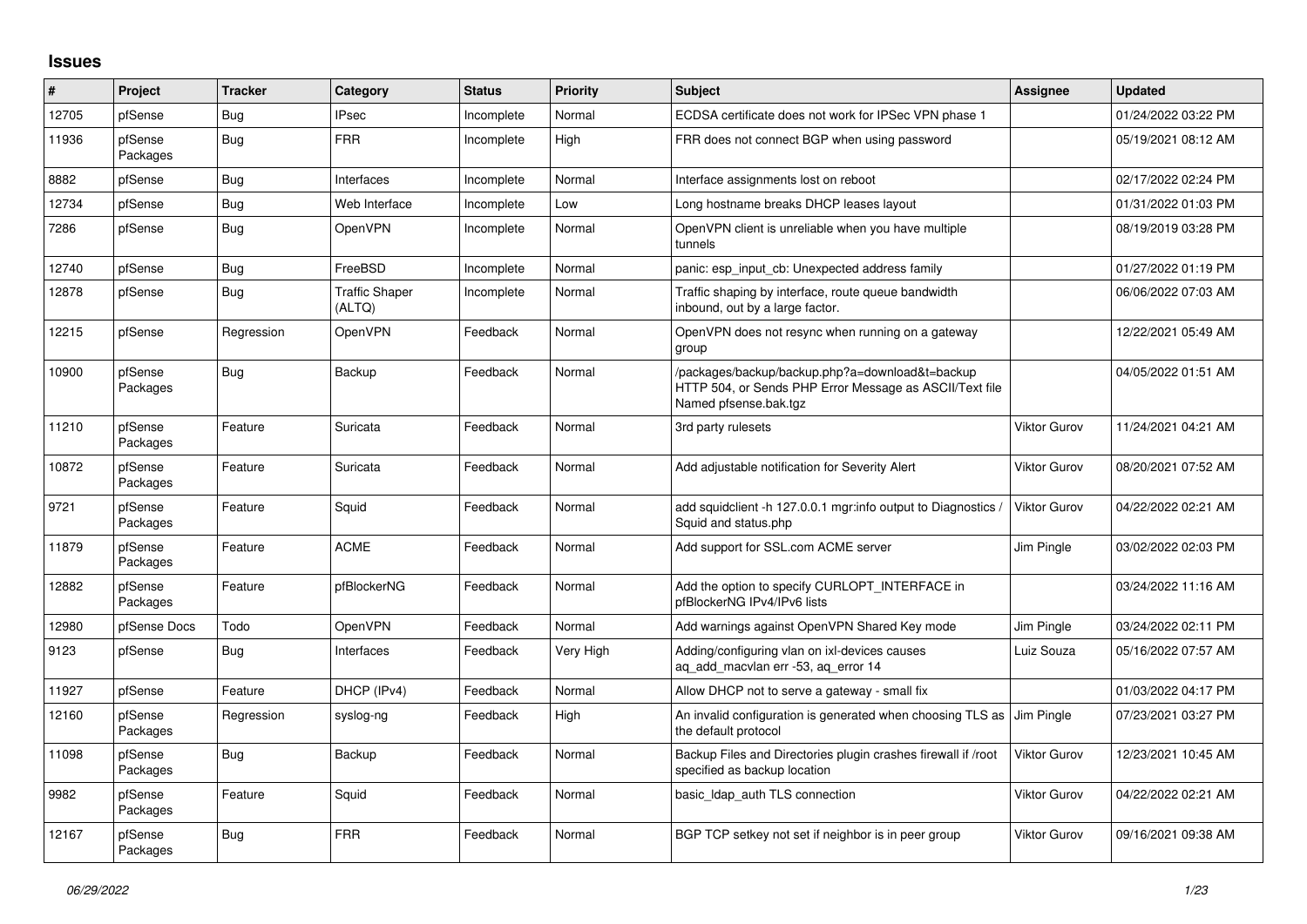## Issues

| # | Project | Tracker | Category | Status | Priority | Subject | Assignee | Updated |
|---|---|---|---|---|---|---|---|---|
| 12705 | pfSense | Bug | IPsec | Incomplete | Normal | ECDSA certificate does not work for IPSec VPN phase 1 | | 01/24/2022 03:22 PM |
| 11936 | pfSense Packages | Bug | FRR | Incomplete | High | FRR does not connect BGP when using password | | 05/19/2021 08:12 AM |
| 8882 | pfSense | Bug | Interfaces | Incomplete | Normal | Interface assignments lost on reboot | | 02/17/2022 02:24 PM |
| 12734 | pfSense | Bug | Web Interface | Incomplete | Low | Long hostname breaks DHCP leases layout | | 01/31/2022 01:03 PM |
| 7286 | pfSense | Bug | OpenVPN | Incomplete | Normal | OpenVPN client is unreliable when you have multiple tunnels | | 08/19/2019 03:28 PM |
| 12740 | pfSense | Bug | FreeBSD | Incomplete | Normal | panic: esp_input_cb: Unexpected address family | | 01/27/2022 01:19 PM |
| 12878 | pfSense | Bug | Traffic Shaper (ALTQ) | Incomplete | Normal | Traffic shaping by interface, route queue bandwidth inbound, out by a large factor. | | 06/06/2022 07:03 AM |
| 12215 | pfSense | Regression | OpenVPN | Feedback | Normal | OpenVPN does not resync when running on a gateway group | | 12/22/2021 05:49 AM |
| 10900 | pfSense Packages | Bug | Backup | Feedback | Normal | /packages/backup/backup.php?a=download&t=backup HTTP 504, or Sends PHP Error Message as ASCII/Text file Named pfsense.bak.tgz | | 04/05/2022 01:51 AM |
| 11210 | pfSense Packages | Feature | Suricata | Feedback | Normal | 3rd party rulesets | Viktor Gurov | 11/24/2021 04:21 AM |
| 10872 | pfSense Packages | Feature | Suricata | Feedback | Normal | Add adjustable notification for Severity Alert | Viktor Gurov | 08/20/2021 07:52 AM |
| 9721 | pfSense Packages | Feature | Squid | Feedback | Normal | add squidclient -h 127.0.0.1 mgr:info output to Diagnostics / Squid and status.php | Viktor Gurov | 04/22/2022 02:21 AM |
| 11879 | pfSense Packages | Feature | ACME | Feedback | Normal | Add support for SSL.com ACME server | Jim Pingle | 03/02/2022 02:03 PM |
| 12882 | pfSense Packages | Feature | pfBlockerNG | Feedback | Normal | Add the option to specify CURLOPT_INTERFACE in pfBlockerNG IPv4/IPv6 lists | | 03/24/2022 11:16 AM |
| 12980 | pfSense Docs | Todo | OpenVPN | Feedback | Normal | Add warnings against OpenVPN Shared Key mode | Jim Pingle | 03/24/2022 02:11 PM |
| 9123 | pfSense | Bug | Interfaces | Feedback | Very High | Adding/configuring vlan on ixl-devices causes aq_add_macvlan err -53, aq_error 14 | Luiz Souza | 05/16/2022 07:57 AM |
| 11927 | pfSense | Feature | DHCP (IPv4) | Feedback | Normal | Allow DHCP not to serve a gateway - small fix | | 01/03/2022 04:17 PM |
| 12160 | pfSense Packages | Regression | syslog-ng | Feedback | High | An invalid configuration is generated when choosing TLS as the default protocol | Jim Pingle | 07/23/2021 03:27 PM |
| 11098 | pfSense Packages | Bug | Backup | Feedback | Normal | Backup Files and Directories plugin crashes firewall if /root specified as backup location | Viktor Gurov | 12/23/2021 10:45 AM |
| 9982 | pfSense Packages | Feature | Squid | Feedback | Normal | basic_ldap_auth TLS connection | Viktor Gurov | 04/22/2022 02:21 AM |
| 12167 | pfSense Packages | Bug | FRR | Feedback | Normal | BGP TCP setkey not set if neighbor is in peer group | Viktor Gurov | 09/16/2021 09:38 AM |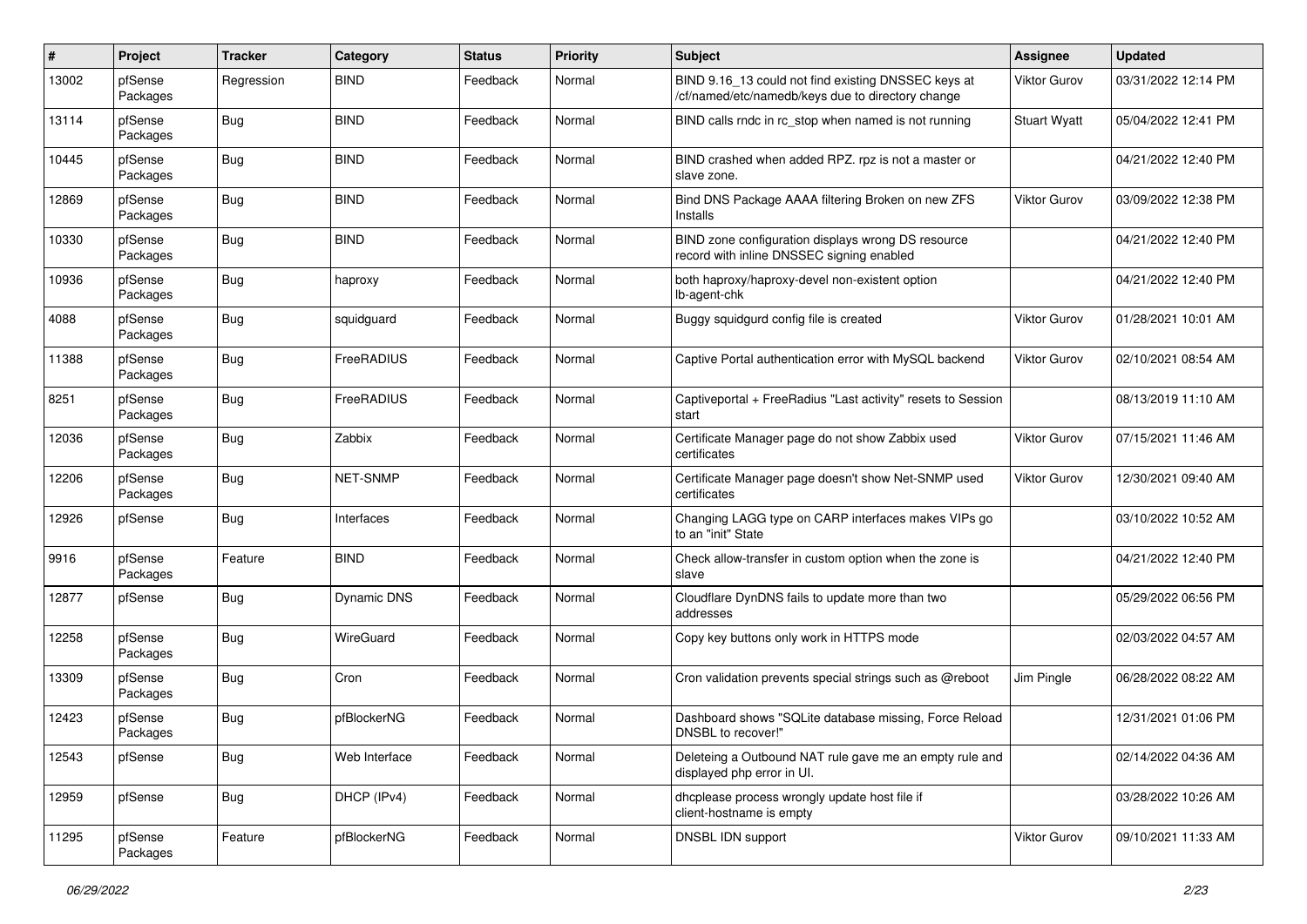| # | Project | Tracker | Category | Status | Priority | Subject | Assignee | Updated |
| --- | --- | --- | --- | --- | --- | --- | --- | --- |
| 13002 | pfSense Packages | Regression | BIND | Feedback | Normal | BIND 9.16_13 could not find existing DNSSEC keys at /cf/named/etc/namedb/keys due to directory change | Viktor Gurov | 03/31/2022 12:14 PM |
| 13114 | pfSense Packages | Bug | BIND | Feedback | Normal | BIND calls rndc in rc_stop when named is not running | Stuart Wyatt | 05/04/2022 12:41 PM |
| 10445 | pfSense Packages | Bug | BIND | Feedback | Normal | BIND crashed when added RPZ. rpz is not a master or slave zone. | | 04/21/2022 12:40 PM |
| 12869 | pfSense Packages | Bug | BIND | Feedback | Normal | Bind DNS Package AAAA filtering Broken on new ZFS Installs | Viktor Gurov | 03/09/2022 12:38 PM |
| 10330 | pfSense Packages | Bug | BIND | Feedback | Normal | BIND zone configuration displays wrong DS resource record with inline DNSSEC signing enabled | | 04/21/2022 12:40 PM |
| 10936 | pfSense Packages | Bug | haproxy | Feedback | Normal | both haproxy/haproxy-devel non-existent option lb-agent-chk | | 04/21/2022 12:40 PM |
| 4088 | pfSense Packages | Bug | squidguard | Feedback | Normal | Buggy squidgurd config file is created | Viktor Gurov | 01/28/2021 10:01 AM |
| 11388 | pfSense Packages | Bug | FreeRADIUS | Feedback | Normal | Captive Portal authentication error with MySQL backend | Viktor Gurov | 02/10/2021 08:54 AM |
| 8251 | pfSense Packages | Bug | FreeRADIUS | Feedback | Normal | Captiveportal + FreeRadius "Last activity" resets to Session start | | 08/13/2019 11:10 AM |
| 12036 | pfSense Packages | Bug | Zabbix | Feedback | Normal | Certificate Manager page do not show Zabbix used certificates | Viktor Gurov | 07/15/2021 11:46 AM |
| 12206 | pfSense Packages | Bug | NET-SNMP | Feedback | Normal | Certificate Manager page doesn't show Net-SNMP used certificates | Viktor Gurov | 12/30/2021 09:40 AM |
| 12926 | pfSense | Bug | Interfaces | Feedback | Normal | Changing LAGG type on CARP interfaces makes VIPs go to an "init" State | | 03/10/2022 10:52 AM |
| 9916 | pfSense Packages | Feature | BIND | Feedback | Normal | Check allow-transfer in custom option when the zone is slave | | 04/21/2022 12:40 PM |
| 12877 | pfSense | Bug | Dynamic DNS | Feedback | Normal | Cloudflare DynDNS fails to update more than two addresses | | 05/29/2022 06:56 PM |
| 12258 | pfSense Packages | Bug | WireGuard | Feedback | Normal | Copy key buttons only work in HTTPS mode | | 02/03/2022 04:57 AM |
| 13309 | pfSense Packages | Bug | Cron | Feedback | Normal | Cron validation prevents special strings such as @reboot | Jim Pingle | 06/28/2022 08:22 AM |
| 12423 | pfSense Packages | Bug | pfBlockerNG | Feedback | Normal | Dashboard shows "SQLite database missing, Force Reload DNSBL to recover!" | | 12/31/2021 01:06 PM |
| 12543 | pfSense | Bug | Web Interface | Feedback | Normal | Deleteing a Outbound NAT rule gave me an empty rule and displayed php error in UI. | | 02/14/2022 04:36 AM |
| 12959 | pfSense | Bug | DHCP (IPv4) | Feedback | Normal | dhcplease process wrongly update host file if client-hostname is empty | | 03/28/2022 10:26 AM |
| 11295 | pfSense Packages | Feature | pfBlockerNG | Feedback | Normal | DNSBL IDN support | Viktor Gurov | 09/10/2021 11:33 AM |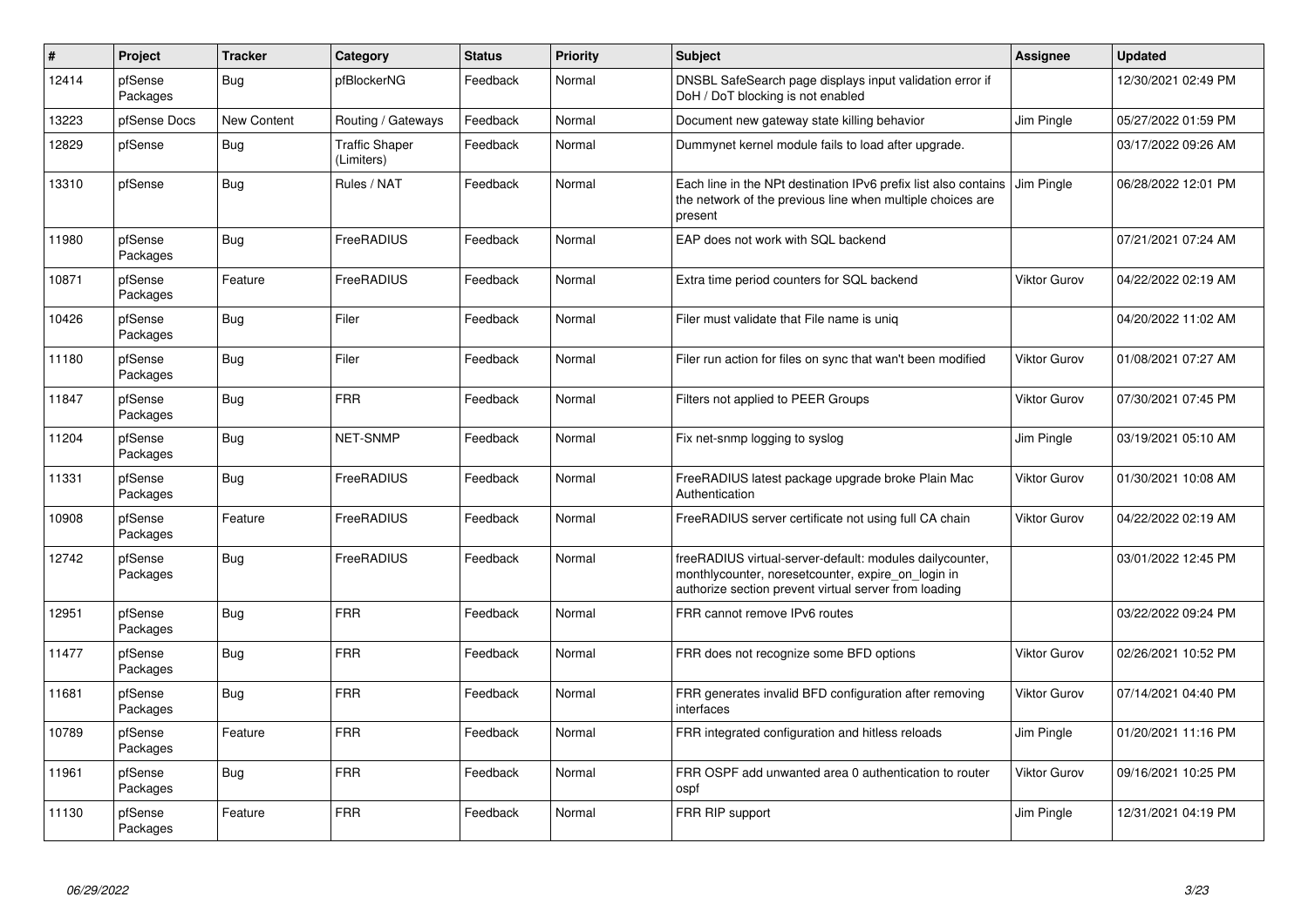| # | Project | Tracker | Category | Status | Priority | Subject | Assignee | Updated |
|---|---|---|---|---|---|---|---|---|
| 12414 | pfSense Packages | Bug | pfBlockerNG | Feedback | Normal | DNSBL SafeSearch page displays input validation error if DoH / DoT blocking is not enabled | | 12/30/2021 02:49 PM |
| 13223 | pfSense Docs | New Content | Routing / Gateways | Feedback | Normal | Document new gateway state killing behavior | Jim Pingle | 05/27/2022 01:59 PM |
| 12829 | pfSense | Bug | Traffic Shaper (Limiters) | Feedback | Normal | Dummynet kernel module fails to load after upgrade. | | 03/17/2022 09:26 AM |
| 13310 | pfSense | Bug | Rules / NAT | Feedback | Normal | Each line in the NPt destination IPv6 prefix list also contains the network of the previous line when multiple choices are present | Jim Pingle | 06/28/2022 12:01 PM |
| 11980 | pfSense Packages | Bug | FreeRADIUS | Feedback | Normal | EAP does not work with SQL backend | | 07/21/2021 07:24 AM |
| 10871 | pfSense Packages | Feature | FreeRADIUS | Feedback | Normal | Extra time period counters for SQL backend | Viktor Gurov | 04/22/2022 02:19 AM |
| 10426 | pfSense Packages | Bug | Filer | Feedback | Normal | Filer must validate that File name is uniq | | 04/20/2022 11:02 AM |
| 11180 | pfSense Packages | Bug | Filer | Feedback | Normal | Filer run action for files on sync that wan't been modified | Viktor Gurov | 01/08/2021 07:27 AM |
| 11847 | pfSense Packages | Bug | FRR | Feedback | Normal | Filters not applied to PEER Groups | Viktor Gurov | 07/30/2021 07:45 PM |
| 11204 | pfSense Packages | Bug | NET-SNMP | Feedback | Normal | Fix net-snmp logging to syslog | Jim Pingle | 03/19/2021 05:10 AM |
| 11331 | pfSense Packages | Bug | FreeRADIUS | Feedback | Normal | FreeRADIUS latest package upgrade broke Plain Mac Authentication | Viktor Gurov | 01/30/2021 10:08 AM |
| 10908 | pfSense Packages | Feature | FreeRADIUS | Feedback | Normal | FreeRADIUS server certificate not using full CA chain | Viktor Gurov | 04/22/2022 02:19 AM |
| 12742 | pfSense Packages | Bug | FreeRADIUS | Feedback | Normal | freeRADIUS virtual-server-default: modules dailycounter, monthlycounter, noresetcounter, expire_on_login in authorize section prevent virtual server from loading | | 03/01/2022 12:45 PM |
| 12951 | pfSense Packages | Bug | FRR | Feedback | Normal | FRR cannot remove IPv6 routes | | 03/22/2022 09:24 PM |
| 11477 | pfSense Packages | Bug | FRR | Feedback | Normal | FRR does not recognize some BFD options | Viktor Gurov | 02/26/2021 10:52 PM |
| 11681 | pfSense Packages | Bug | FRR | Feedback | Normal | FRR generates invalid BFD configuration after removing interfaces | Viktor Gurov | 07/14/2021 04:40 PM |
| 10789 | pfSense Packages | Feature | FRR | Feedback | Normal | FRR integrated configuration and hitless reloads | Jim Pingle | 01/20/2021 11:16 PM |
| 11961 | pfSense Packages | Bug | FRR | Feedback | Normal | FRR OSPF add unwanted area 0 authentication to router ospf | Viktor Gurov | 09/16/2021 10:25 PM |
| 11130 | pfSense Packages | Feature | FRR | Feedback | Normal | FRR RIP support | Jim Pingle | 12/31/2021 04:19 PM |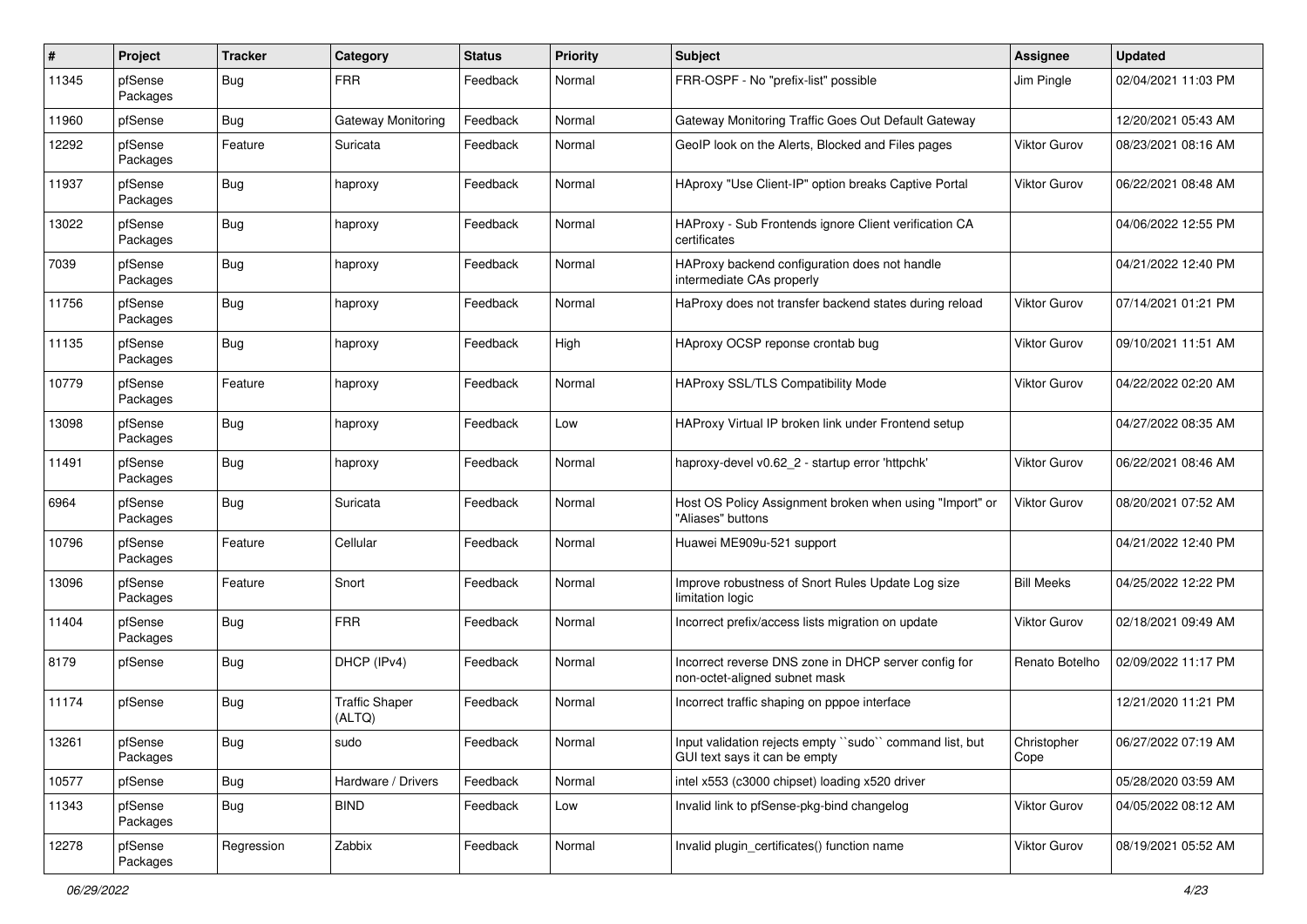| # | Project | Tracker | Category | Status | Priority | Subject | Assignee | Updated |
|---|---|---|---|---|---|---|---|---|
| 11345 | pfSense Packages | Bug | FRR | Feedback | Normal | FRR-OSPF - No "prefix-list" possible | Jim Pingle | 02/04/2021 11:03 PM |
| 11960 | pfSense | Bug | Gateway Monitoring | Feedback | Normal | Gateway Monitoring Traffic Goes Out Default Gateway | | 12/20/2021 05:43 AM |
| 12292 | pfSense Packages | Feature | Suricata | Feedback | Normal | GeoIP look on the Alerts, Blocked and Files pages | Viktor Gurov | 08/23/2021 08:16 AM |
| 11937 | pfSense Packages | Bug | haproxy | Feedback | Normal | HAproxy "Use Client-IP" option breaks Captive Portal | Viktor Gurov | 06/22/2021 08:48 AM |
| 13022 | pfSense Packages | Bug | haproxy | Feedback | Normal | HAProxy - Sub Frontends ignore Client verification CA certificates | | 04/06/2022 12:55 PM |
| 7039 | pfSense Packages | Bug | haproxy | Feedback | Normal | HAProxy backend configuration does not handle intermediate CAs properly | | 04/21/2022 12:40 PM |
| 11756 | pfSense Packages | Bug | haproxy | Feedback | Normal | HaProxy does not transfer backend states during reload | Viktor Gurov | 07/14/2021 01:21 PM |
| 11135 | pfSense Packages | Bug | haproxy | Feedback | High | HAproxy OCSP reponse crontab bug | Viktor Gurov | 09/10/2021 11:51 AM |
| 10779 | pfSense Packages | Feature | haproxy | Feedback | Normal | HAProxy SSL/TLS Compatibility Mode | Viktor Gurov | 04/22/2022 02:20 AM |
| 13098 | pfSense Packages | Bug | haproxy | Feedback | Low | HAProxy Virtual IP broken link under Frontend setup | | 04/27/2022 08:35 AM |
| 11491 | pfSense Packages | Bug | haproxy | Feedback | Normal | haproxy-devel v0.62_2 - startup error 'httpchk' | Viktor Gurov | 06/22/2021 08:46 AM |
| 6964 | pfSense Packages | Bug | Suricata | Feedback | Normal | Host OS Policy Assignment broken when using "Import" or "Aliases" buttons | Viktor Gurov | 08/20/2021 07:52 AM |
| 10796 | pfSense Packages | Feature | Cellular | Feedback | Normal | Huawei ME909u-521 support | | 04/21/2022 12:40 PM |
| 13096 | pfSense Packages | Feature | Snort | Feedback | Normal | Improve robustness of Snort Rules Update Log size limitation logic | Bill Meeks | 04/25/2022 12:22 PM |
| 11404 | pfSense Packages | Bug | FRR | Feedback | Normal | Incorrect prefix/access lists migration on update | Viktor Gurov | 02/18/2021 09:49 AM |
| 8179 | pfSense | Bug | DHCP (IPv4) | Feedback | Normal | Incorrect reverse DNS zone in DHCP server config for non-octet-aligned subnet mask | Renato Botelho | 02/09/2022 11:17 PM |
| 11174 | pfSense | Bug | Traffic Shaper (ALTQ) | Feedback | Normal | Incorrect traffic shaping on pppoe interface | | 12/21/2020 11:21 PM |
| 13261 | pfSense Packages | Bug | sudo | Feedback | Normal | Input validation rejects empty ``sudo`` command list, but GUI text says it can be empty | Christopher Cope | 06/27/2022 07:19 AM |
| 10577 | pfSense | Bug | Hardware / Drivers | Feedback | Normal | intel x553 (c3000 chipset) loading x520 driver | | 05/28/2020 03:59 AM |
| 11343 | pfSense Packages | Bug | BIND | Feedback | Low | Invalid link to pfSense-pkg-bind changelog | Viktor Gurov | 04/05/2022 08:12 AM |
| 12278 | pfSense Packages | Regression | Zabbix | Feedback | Normal | Invalid plugin_certificates() function name | Viktor Gurov | 08/19/2021 05:52 AM |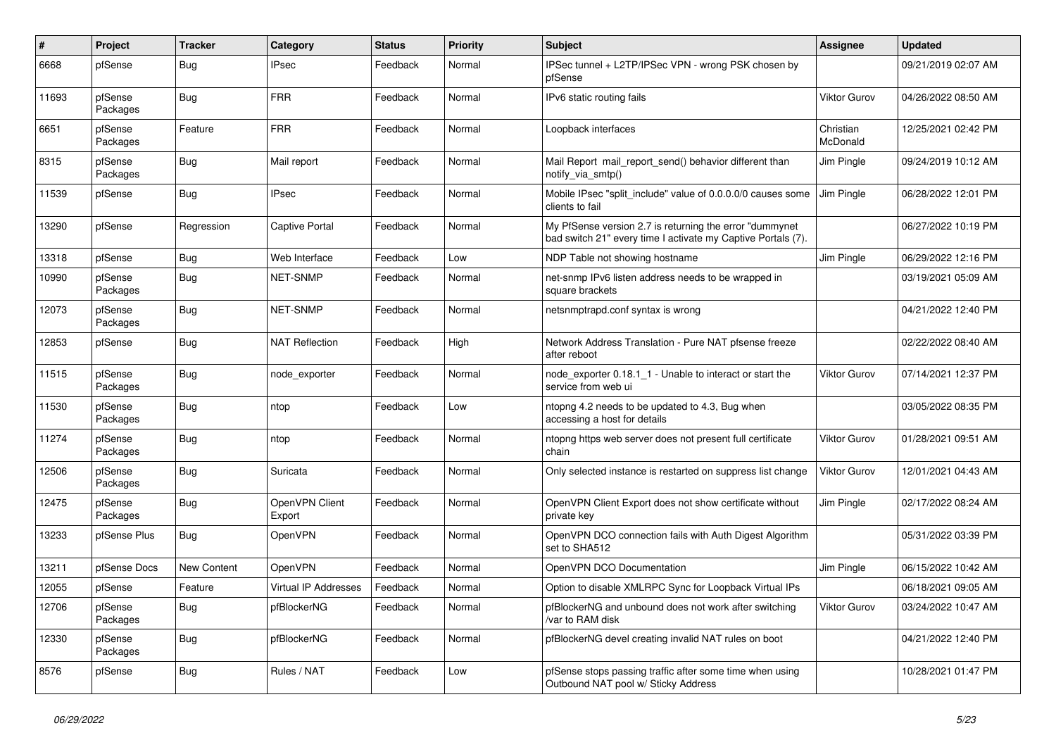| # | Project | Tracker | Category | Status | Priority | Subject | Assignee | Updated |
|---|---|---|---|---|---|---|---|---|
| 6668 | pfSense | Bug | IPsec | Feedback | Normal | IPSec tunnel + L2TP/IPSec VPN - wrong PSK chosen by pfSense | | 09/21/2019 02:07 AM |
| 11693 | pfSense Packages | Bug | FRR | Feedback | Normal | IPv6 static routing fails | Viktor Gurov | 04/26/2022 08:50 AM |
| 6651 | pfSense Packages | Feature | FRR | Feedback | Normal | Loopback interfaces | Christian McDonald | 12/25/2021 02:42 PM |
| 8315 | pfSense Packages | Bug | Mail report | Feedback | Normal | Mail Report mail_report_send() behavior different than notify_via_smtp() | Jim Pingle | 09/24/2019 10:12 AM |
| 11539 | pfSense | Bug | IPsec | Feedback | Normal | Mobile IPsec "split_include" value of 0.0.0.0/0 causes some clients to fail | Jim Pingle | 06/28/2022 12:01 PM |
| 13290 | pfSense | Regression | Captive Portal | Feedback | Normal | My PfSense version 2.7 is returning the error "dummynet bad switch 21" every time I activate my Captive Portals (7). | | 06/27/2022 10:19 PM |
| 13318 | pfSense | Bug | Web Interface | Feedback | Low | NDP Table not showing hostname | Jim Pingle | 06/29/2022 12:16 PM |
| 10990 | pfSense Packages | Bug | NET-SNMP | Feedback | Normal | net-snmp IPv6 listen address needs to be wrapped in square brackets | | 03/19/2021 05:09 AM |
| 12073 | pfSense Packages | Bug | NET-SNMP | Feedback | Normal | netsnmptrapd.conf syntax is wrong | | 04/21/2022 12:40 PM |
| 12853 | pfSense | Bug | NAT Reflection | Feedback | High | Network Address Translation - Pure NAT pfsense freeze after reboot | | 02/22/2022 08:40 AM |
| 11515 | pfSense Packages | Bug | node_exporter | Feedback | Normal | node_exporter 0.18.1_1 - Unable to interact or start the service from web ui | Viktor Gurov | 07/14/2021 12:37 PM |
| 11530 | pfSense Packages | Bug | ntop | Feedback | Low | ntopng 4.2 needs to be updated to 4.3, Bug when accessing a host for details | | 03/05/2022 08:35 PM |
| 11274 | pfSense Packages | Bug | ntop | Feedback | Normal | ntopng https web server does not present full certificate chain | Viktor Gurov | 01/28/2021 09:51 AM |
| 12506 | pfSense Packages | Bug | Suricata | Feedback | Normal | Only selected instance is restarted on suppress list change | Viktor Gurov | 12/01/2021 04:43 AM |
| 12475 | pfSense Packages | Bug | OpenVPN Client Export | Feedback | Normal | OpenVPN Client Export does not show certificate without private key | Jim Pingle | 02/17/2022 08:24 AM |
| 13233 | pfSense Plus | Bug | OpenVPN | Feedback | Normal | OpenVPN DCO connection fails with Auth Digest Algorithm set to SHA512 | | 05/31/2022 03:39 PM |
| 13211 | pfSense Docs | New Content | OpenVPN | Feedback | Normal | OpenVPN DCO Documentation | Jim Pingle | 06/15/2022 10:42 AM |
| 12055 | pfSense | Feature | Virtual IP Addresses | Feedback | Normal | Option to disable XMLRPC Sync for Loopback Virtual IPs | | 06/18/2021 09:05 AM |
| 12706 | pfSense Packages | Bug | pfBlockerNG | Feedback | Normal | pfBlockerNG and unbound does not work after switching /var to RAM disk | Viktor Gurov | 03/24/2022 10:47 AM |
| 12330 | pfSense Packages | Bug | pfBlockerNG | Feedback | Normal | pfBlockerNG devel creating invalid NAT rules on boot | | 04/21/2022 12:40 PM |
| 8576 | pfSense | Bug | Rules / NAT | Feedback | Low | pfSense stops passing traffic after some time when using Outbound NAT pool w/ Sticky Address | | 10/28/2021 01:47 PM |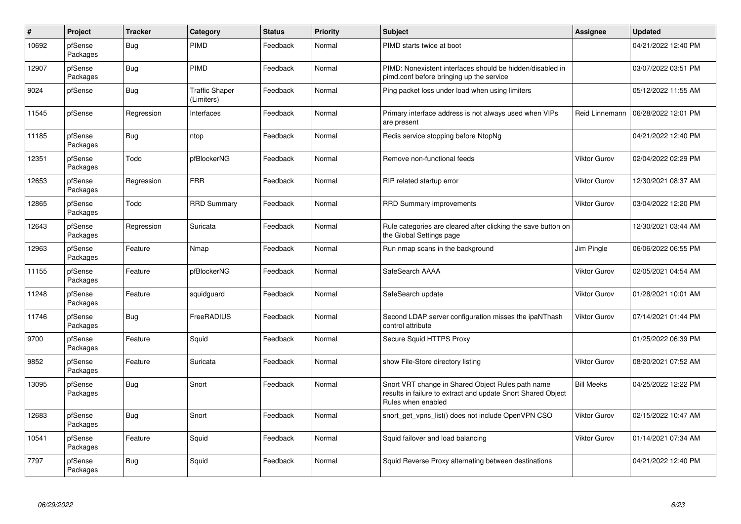| # | Project | Tracker | Category | Status | Priority | Subject | Assignee | Updated |
|---|---|---|---|---|---|---|---|---|
| 10692 | pfSense Packages | Bug | PIMD | Feedback | Normal | PIMD starts twice at boot | | 04/21/2022 12:40 PM |
| 12907 | pfSense Packages | Bug | PIMD | Feedback | Normal | PIMD: Nonexistent interfaces should be hidden/disabled in pimd.conf before bringing up the service | | 03/07/2022 03:51 PM |
| 9024 | pfSense | Bug | Traffic Shaper (Limiters) | Feedback | Normal | Ping packet loss under load when using limiters | | 05/12/2022 11:55 AM |
| 11545 | pfSense | Regression | Interfaces | Feedback | Normal | Primary interface address is not always used when VIPs are present | Reid Linnemann | 06/28/2022 12:01 PM |
| 11185 | pfSense Packages | Bug | ntop | Feedback | Normal | Redis service stopping before NtopNg | | 04/21/2022 12:40 PM |
| 12351 | pfSense Packages | Todo | pfBlockerNG | Feedback | Normal | Remove non-functional feeds | Viktor Gurov | 02/04/2022 02:29 PM |
| 12653 | pfSense Packages | Regression | FRR | Feedback | Normal | RIP related startup error | Viktor Gurov | 12/30/2021 08:37 AM |
| 12865 | pfSense Packages | Todo | RRD Summary | Feedback | Normal | RRD Summary improvements | Viktor Gurov | 03/04/2022 12:20 PM |
| 12643 | pfSense Packages | Regression | Suricata | Feedback | Normal | Rule categories are cleared after clicking the save button on the Global Settings page | | 12/30/2021 03:44 AM |
| 12963 | pfSense Packages | Feature | Nmap | Feedback | Normal | Run nmap scans in the background | Jim Pingle | 06/06/2022 06:55 PM |
| 11155 | pfSense Packages | Feature | pfBlockerNG | Feedback | Normal | SafeSearch AAAA | Viktor Gurov | 02/05/2021 04:54 AM |
| 11248 | pfSense Packages | Feature | squidguard | Feedback | Normal | SafeSearch update | Viktor Gurov | 01/28/2021 10:01 AM |
| 11746 | pfSense Packages | Bug | FreeRADIUS | Feedback | Normal | Second LDAP server configuration misses the ipaNThash control attribute | Viktor Gurov | 07/14/2021 01:44 PM |
| 9700 | pfSense Packages | Feature | Squid | Feedback | Normal | Secure Squid HTTPS Proxy | | 01/25/2022 06:39 PM |
| 9852 | pfSense Packages | Feature | Suricata | Feedback | Normal | show File-Store directory listing | Viktor Gurov | 08/20/2021 07:52 AM |
| 13095 | pfSense Packages | Bug | Snort | Feedback | Normal | Snort VRT change in Shared Object Rules path name results in failure to extract and update Snort Shared Object Rules when enabled | Bill Meeks | 04/25/2022 12:22 PM |
| 12683 | pfSense Packages | Bug | Snort | Feedback | Normal | snort_get_vpns_list() does not include OpenVPN CSO | Viktor Gurov | 02/15/2022 10:47 AM |
| 10541 | pfSense Packages | Feature | Squid | Feedback | Normal | Squid failover and load balancing | Viktor Gurov | 01/14/2021 07:34 AM |
| 7797 | pfSense Packages | Bug | Squid | Feedback | Normal | Squid Reverse Proxy alternating between destinations | | 04/21/2022 12:40 PM |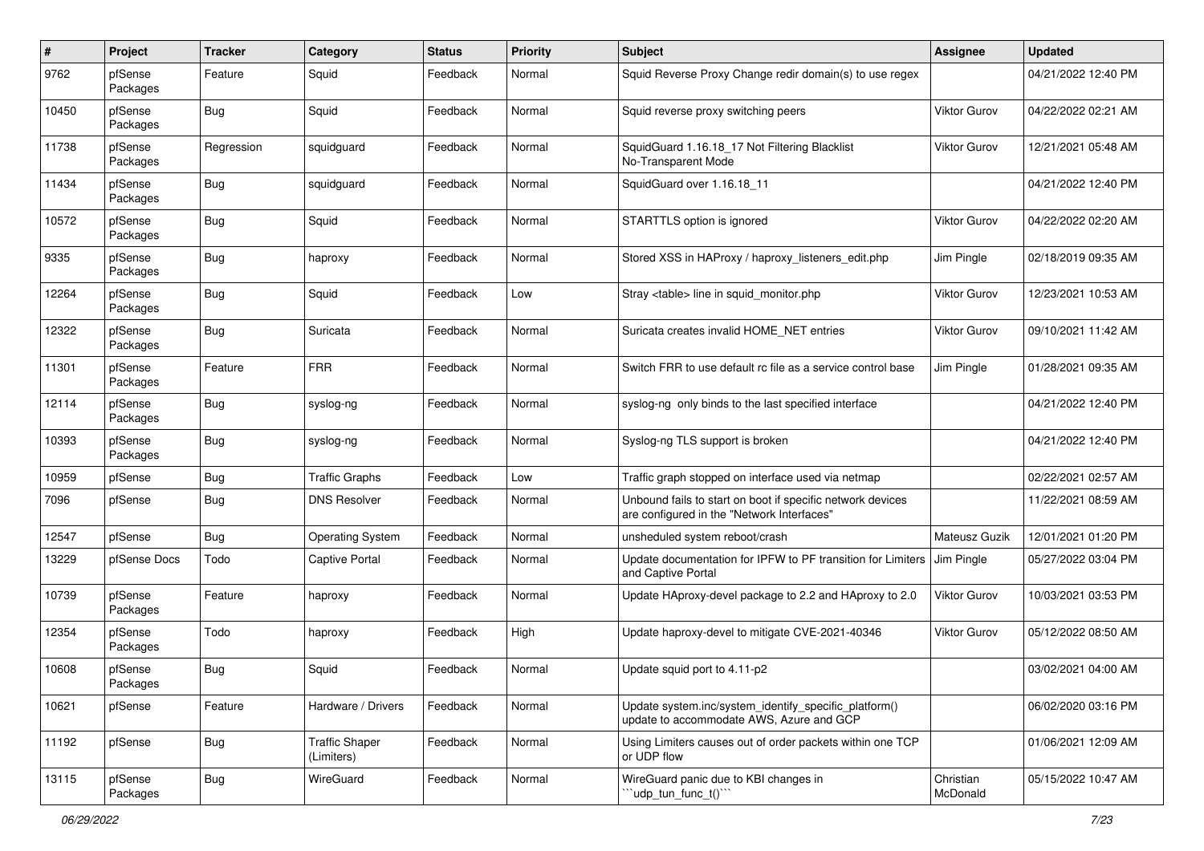| # | Project | Tracker | Category | Status | Priority | Subject | Assignee | Updated |
|---|---|---|---|---|---|---|---|---|
| 9762 | pfSense Packages | Feature | Squid | Feedback | Normal | Squid Reverse Proxy Change redir domain(s) to use regex | | 04/21/2022 12:40 PM |
| 10450 | pfSense Packages | Bug | Squid | Feedback | Normal | Squid reverse proxy switching peers | Viktor Gurov | 04/22/2022 02:21 AM |
| 11738 | pfSense Packages | Regression | squidguard | Feedback | Normal | SquidGuard 1.16.18_17 Not Filtering Blacklist No-Transparent Mode | Viktor Gurov | 12/21/2021 05:48 AM |
| 11434 | pfSense Packages | Bug | squidguard | Feedback | Normal | SquidGuard over 1.16.18_11 | | 04/21/2022 12:40 PM |
| 10572 | pfSense Packages | Bug | Squid | Feedback | Normal | STARTTLS option is ignored | Viktor Gurov | 04/22/2022 02:20 AM |
| 9335 | pfSense Packages | Bug | haproxy | Feedback | Normal | Stored XSS in HAProxy / haproxy_listeners_edit.php | Jim Pingle | 02/18/2019 09:35 AM |
| 12264 | pfSense Packages | Bug | Squid | Feedback | Low | Stray <table> line in squid_monitor.php | Viktor Gurov | 12/23/2021 10:53 AM |
| 12322 | pfSense Packages | Bug | Suricata | Feedback | Normal | Suricata creates invalid HOME_NET entries | Viktor Gurov | 09/10/2021 11:42 AM |
| 11301 | pfSense Packages | Feature | FRR | Feedback | Normal | Switch FRR to use default rc file as a service control base | Jim Pingle | 01/28/2021 09:35 AM |
| 12114 | pfSense Packages | Bug | syslog-ng | Feedback | Normal | syslog-ng only binds to the last specified interface | | 04/21/2022 12:40 PM |
| 10393 | pfSense Packages | Bug | syslog-ng | Feedback | Normal | Syslog-ng TLS support is broken | | 04/21/2022 12:40 PM |
| 10959 | pfSense | Bug | Traffic Graphs | Feedback | Low | Traffic graph stopped on interface used via netmap | | 02/22/2021 02:57 AM |
| 7096 | pfSense | Bug | DNS Resolver | Feedback | Normal | Unbound fails to start on boot if specific network devices are configured in the "Network Interfaces" | | 11/22/2021 08:59 AM |
| 12547 | pfSense | Bug | Operating System | Feedback | Normal | unsheduled system reboot/crash | Mateusz Guzik | 12/01/2021 01:20 PM |
| 13229 | pfSense Docs | Todo | Captive Portal | Feedback | Normal | Update documentation for IPFW to PF transition for Limiters and Captive Portal | Jim Pingle | 05/27/2022 03:04 PM |
| 10739 | pfSense Packages | Feature | haproxy | Feedback | Normal | Update HAproxy-devel package to 2.2 and HAproxy to 2.0 | Viktor Gurov | 10/03/2021 03:53 PM |
| 12354 | pfSense Packages | Todo | haproxy | Feedback | High | Update haproxy-devel to mitigate CVE-2021-40346 | Viktor Gurov | 05/12/2022 08:50 AM |
| 10608 | pfSense Packages | Bug | Squid | Feedback | Normal | Update squid port to 4.11-p2 | | 03/02/2021 04:00 AM |
| 10621 | pfSense | Feature | Hardware / Drivers | Feedback | Normal | Update system.inc/system_identify_specific_platform() update to accommodate AWS, Azure and GCP | | 06/02/2020 03:16 PM |
| 11192 | pfSense | Bug | Traffic Shaper (Limiters) | Feedback | Normal | Using Limiters causes out of order packets within one TCP or UDP flow | | 01/06/2021 12:09 AM |
| 13115 | pfSense Packages | Bug | WireGuard | Feedback | Normal | WireGuard panic due to KBI changes in ```udp_tun_func_t()``` | Christian McDonald | 05/15/2022 10:47 AM |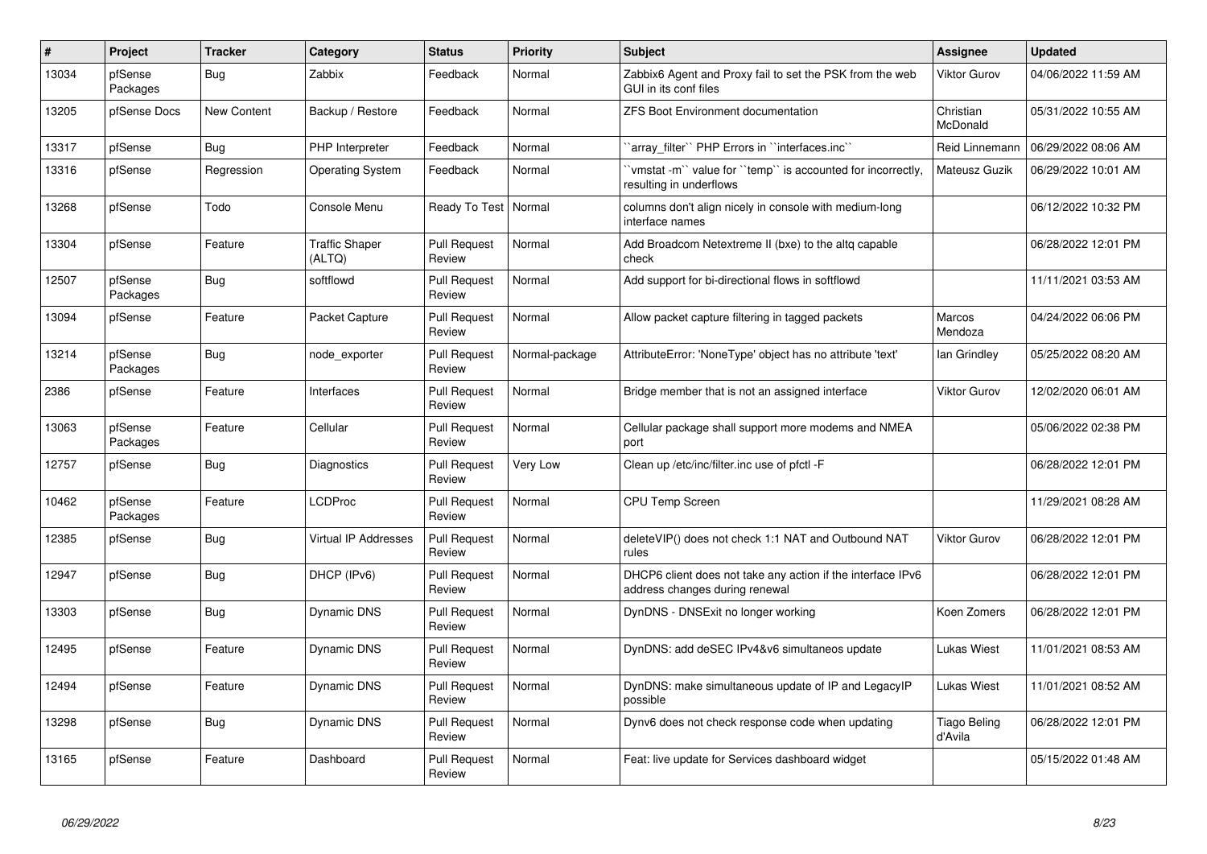| # | Project | Tracker | Category | Status | Priority | Subject | Assignee | Updated |
|---|---|---|---|---|---|---|---|---|
| 13034 | pfSense Packages | Bug | Zabbix | Feedback | Normal | Zabbix6 Agent and Proxy fail to set the PSK from the web GUI in its conf files | Viktor Gurov | 04/06/2022 11:59 AM |
| 13205 | pfSense Docs | New Content | Backup / Restore | Feedback | Normal | ZFS Boot Environment documentation | Christian McDonald | 05/31/2022 10:55 AM |
| 13317 | pfSense | Bug | PHP Interpreter | Feedback | Normal | ``array_filter`` PHP Errors in ``interfaces.inc`` | Reid Linnemann | 06/29/2022 08:06 AM |
| 13316 | pfSense | Regression | Operating System | Feedback | Normal | ``vmstat -m`` value for ``temp`` is accounted for incorrectly, resulting in underflows | Mateusz Guzik | 06/29/2022 10:01 AM |
| 13268 | pfSense | Todo | Console Menu | Ready To Test | Normal | columns don't align nicely in console with medium-long interface names | | 06/12/2022 10:32 PM |
| 13304 | pfSense | Feature | Traffic Shaper (ALTQ) | Pull Request Review | Normal | Add Broadcom Netextreme II (bxe) to the altq capable check | | 06/28/2022 12:01 PM |
| 12507 | pfSense Packages | Bug | softflowd | Pull Request Review | Normal | Add support for bi-directional flows in softflowd | | 11/11/2021 03:53 AM |
| 13094 | pfSense | Feature | Packet Capture | Pull Request Review | Normal | Allow packet capture filtering in tagged packets | Marcos Mendoza | 04/24/2022 06:06 PM |
| 13214 | pfSense Packages | Bug | node_exporter | Pull Request Review | Normal-package | AttributeError: 'NoneType' object has no attribute 'text' | Ian Grindley | 05/25/2022 08:20 AM |
| 2386 | pfSense | Feature | Interfaces | Pull Request Review | Normal | Bridge member that is not an assigned interface | Viktor Gurov | 12/02/2020 06:01 AM |
| 13063 | pfSense Packages | Feature | Cellular | Pull Request Review | Normal | Cellular package shall support more modems and NMEA port | | 05/06/2022 02:38 PM |
| 12757 | pfSense | Bug | Diagnostics | Pull Request Review | Very Low | Clean up /etc/inc/filter.inc use of pfctl -F | | 06/28/2022 12:01 PM |
| 10462 | pfSense Packages | Feature | LCDProc | Pull Request Review | Normal | CPU Temp Screen | | 11/29/2021 08:28 AM |
| 12385 | pfSense | Bug | Virtual IP Addresses | Pull Request Review | Normal | deleteVIP() does not check 1:1 NAT and Outbound NAT rules | Viktor Gurov | 06/28/2022 12:01 PM |
| 12947 | pfSense | Bug | DHCP (IPv6) | Pull Request Review | Normal | DHCP6 client does not take any action if the interface IPv6 address changes during renewal | | 06/28/2022 12:01 PM |
| 13303 | pfSense | Bug | Dynamic DNS | Pull Request Review | Normal | DynDNS - DNSExit no longer working | Koen Zomers | 06/28/2022 12:01 PM |
| 12495 | pfSense | Feature | Dynamic DNS | Pull Request Review | Normal | DynDNS: add deSEC IPv4&v6 simultaneos update | Lukas Wiest | 11/01/2021 08:53 AM |
| 12494 | pfSense | Feature | Dynamic DNS | Pull Request Review | Normal | DynDNS: make simultaneous update of IP and LegacyIP possible | Lukas Wiest | 11/01/2021 08:52 AM |
| 13298 | pfSense | Bug | Dynamic DNS | Pull Request Review | Normal | Dynv6 does not check response code when updating | Tiago Beling d'Avila | 06/28/2022 12:01 PM |
| 13165 | pfSense | Feature | Dashboard | Pull Request Review | Normal | Feat: live update for Services dashboard widget | | 05/15/2022 01:48 AM |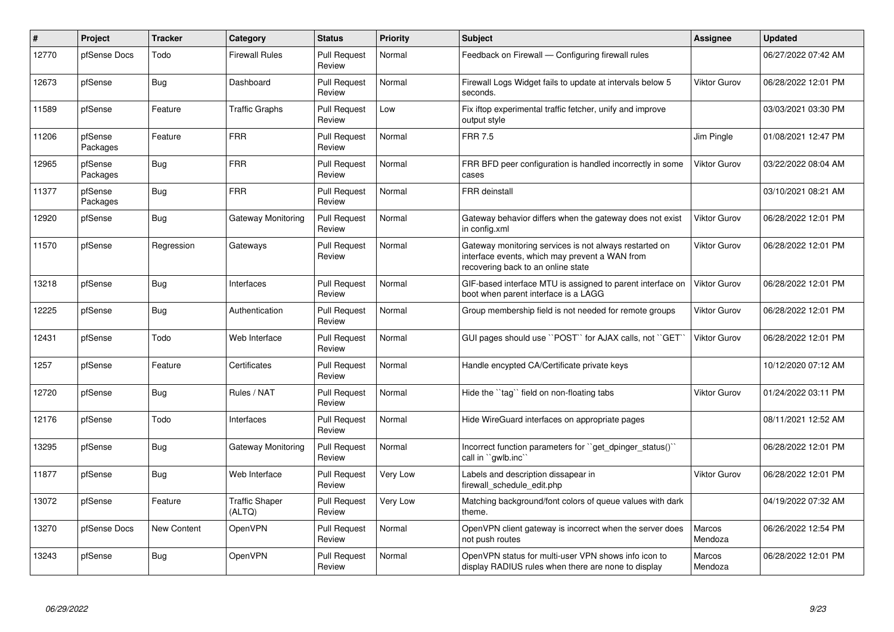| # | Project | Tracker | Category | Status | Priority | Subject | Assignee | Updated |
|---|---|---|---|---|---|---|---|---|
| 12770 | pfSense Docs | Todo | Firewall Rules | Pull Request Review | Normal | Feedback on Firewall — Configuring firewall rules | | 06/27/2022 07:42 AM |
| 12673 | pfSense | Bug | Dashboard | Pull Request Review | Normal | Firewall Logs Widget fails to update at intervals below 5 seconds. | Viktor Gurov | 06/28/2022 12:01 PM |
| 11589 | pfSense | Feature | Traffic Graphs | Pull Request Review | Low | Fix iftop experimental traffic fetcher, unify and improve output style | | 03/03/2021 03:30 PM |
| 11206 | pfSense Packages | Feature | FRR | Pull Request Review | Normal | FRR 7.5 | Jim Pingle | 01/08/2021 12:47 PM |
| 12965 | pfSense Packages | Bug | FRR | Pull Request Review | Normal | FRR BFD peer configuration is handled incorrectly in some cases | Viktor Gurov | 03/22/2022 08:04 AM |
| 11377 | pfSense Packages | Bug | FRR | Pull Request Review | Normal | FRR deinstall | | 03/10/2021 08:21 AM |
| 12920 | pfSense | Bug | Gateway Monitoring | Pull Request Review | Normal | Gateway behavior differs when the gateway does not exist in config.xml | Viktor Gurov | 06/28/2022 12:01 PM |
| 11570 | pfSense | Regression | Gateways | Pull Request Review | Normal | Gateway monitoring services is not always restarted on interface events, which may prevent a WAN from recovering back to an online state | Viktor Gurov | 06/28/2022 12:01 PM |
| 13218 | pfSense | Bug | Interfaces | Pull Request Review | Normal | GIF-based interface MTU is assigned to parent interface on boot when parent interface is a LAGG | Viktor Gurov | 06/28/2022 12:01 PM |
| 12225 | pfSense | Bug | Authentication | Pull Request Review | Normal | Group membership field is not needed for remote groups | Viktor Gurov | 06/28/2022 12:01 PM |
| 12431 | pfSense | Todo | Web Interface | Pull Request Review | Normal | GUI pages should use ``POST`` for AJAX calls, not ``GET`` | Viktor Gurov | 06/28/2022 12:01 PM |
| 1257 | pfSense | Feature | Certificates | Pull Request Review | Normal | Handle encypted CA/Certificate private keys | | 10/12/2020 07:12 AM |
| 12720 | pfSense | Bug | Rules / NAT | Pull Request Review | Normal | Hide the ``tag`` field on non-floating tabs | Viktor Gurov | 01/24/2022 03:11 PM |
| 12176 | pfSense | Todo | Interfaces | Pull Request Review | Normal | Hide WireGuard interfaces on appropriate pages | | 08/11/2021 12:52 AM |
| 13295 | pfSense | Bug | Gateway Monitoring | Pull Request Review | Normal | Incorrect function parameters for ``get_dpinger_status()`` call in ``gwlb.inc`` | | 06/28/2022 12:01 PM |
| 11877 | pfSense | Bug | Web Interface | Pull Request Review | Very Low | Labels and description dissapear in firewall_schedule_edit.php | Viktor Gurov | 06/28/2022 12:01 PM |
| 13072 | pfSense | Feature | Traffic Shaper (ALTQ) | Pull Request Review | Very Low | Matching background/font colors of queue values with dark theme. | | 04/19/2022 07:32 AM |
| 13270 | pfSense Docs | New Content | OpenVPN | Pull Request Review | Normal | OpenVPN client gateway is incorrect when the server does not push routes | Marcos Mendoza | 06/26/2022 12:54 PM |
| 13243 | pfSense | Bug | OpenVPN | Pull Request Review | Normal | OpenVPN status for multi-user VPN shows info icon to display RADIUS rules when there are none to display | Marcos Mendoza | 06/28/2022 12:01 PM |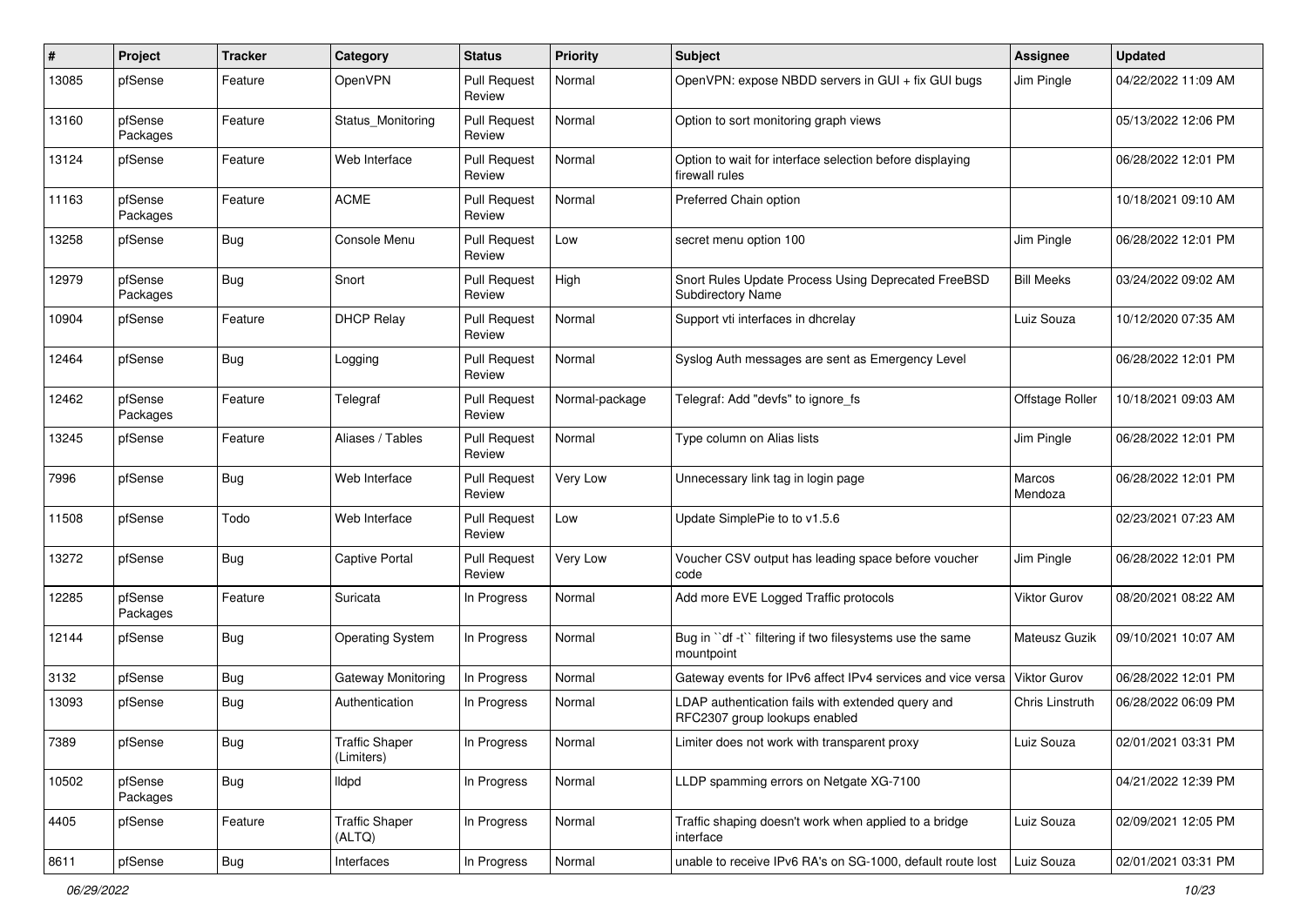| # | Project | Tracker | Category | Status | Priority | Subject | Assignee | Updated |
|---|---|---|---|---|---|---|---|---|
| 13085 | pfSense | Feature | OpenVPN | Pull Request Review | Normal | OpenVPN: expose NBDD servers in GUI + fix GUI bugs | Jim Pingle | 04/22/2022 11:09 AM |
| 13160 | pfSense Packages | Feature | Status_Monitoring | Pull Request Review | Normal | Option to sort monitoring graph views | | 05/13/2022 12:06 PM |
| 13124 | pfSense | Feature | Web Interface | Pull Request Review | Normal | Option to wait for interface selection before displaying firewall rules | | 06/28/2022 12:01 PM |
| 11163 | pfSense Packages | Feature | ACME | Pull Request Review | Normal | Preferred Chain option | | 10/18/2021 09:10 AM |
| 13258 | pfSense | Bug | Console Menu | Pull Request Review | Low | secret menu option 100 | Jim Pingle | 06/28/2022 12:01 PM |
| 12979 | pfSense Packages | Bug | Snort | Pull Request Review | High | Snort Rules Update Process Using Deprecated FreeBSD Subdirectory Name | Bill Meeks | 03/24/2022 09:02 AM |
| 10904 | pfSense | Feature | DHCP Relay | Pull Request Review | Normal | Support vti interfaces in dhcrelay | Luiz Souza | 10/12/2020 07:35 AM |
| 12464 | pfSense | Bug | Logging | Pull Request Review | Normal | Syslog Auth messages are sent as Emergency Level | | 06/28/2022 12:01 PM |
| 12462 | pfSense Packages | Feature | Telegraf | Pull Request Review | Normal-package | Telegraf: Add "devfs" to ignore_fs | Offstage Roller | 10/18/2021 09:03 AM |
| 13245 | pfSense | Feature | Aliases / Tables | Pull Request Review | Normal | Type column on Alias lists | Jim Pingle | 06/28/2022 12:01 PM |
| 7996 | pfSense | Bug | Web Interface | Pull Request Review | Very Low | Unnecessary link tag in login page | Marcos Mendoza | 06/28/2022 12:01 PM |
| 11508 | pfSense | Todo | Web Interface | Pull Request Review | Low | Update SimplePie to to v1.5.6 | | 02/23/2021 07:23 AM |
| 13272 | pfSense | Bug | Captive Portal | Pull Request Review | Very Low | Voucher CSV output has leading space before voucher code | Jim Pingle | 06/28/2022 12:01 PM |
| 12285 | pfSense Packages | Feature | Suricata | In Progress | Normal | Add more EVE Logged Traffic protocols | Viktor Gurov | 08/20/2021 08:22 AM |
| 12144 | pfSense | Bug | Operating System | In Progress | Normal | Bug in ``df -t`` filtering if two filesystems use the same mountpoint | Mateusz Guzik | 09/10/2021 10:07 AM |
| 3132 | pfSense | Bug | Gateway Monitoring | In Progress | Normal | Gateway events for IPv6 affect IPv4 services and vice versa | Viktor Gurov | 06/28/2022 12:01 PM |
| 13093 | pfSense | Bug | Authentication | In Progress | Normal | LDAP authentication fails with extended query and RFC2307 group lookups enabled | Chris Linstruth | 06/28/2022 06:09 PM |
| 7389 | pfSense | Bug | Traffic Shaper (Limiters) | In Progress | Normal | Limiter does not work with transparent proxy | Luiz Souza | 02/01/2021 03:31 PM |
| 10502 | pfSense Packages | Bug | lldpd | In Progress | Normal | LLDP spamming errors on Netgate XG-7100 | | 04/21/2022 12:39 PM |
| 4405 | pfSense | Feature | Traffic Shaper (ALTQ) | In Progress | Normal | Traffic shaping doesn't work when applied to a bridge interface | Luiz Souza | 02/09/2021 12:05 PM |
| 8611 | pfSense | Bug | Interfaces | In Progress | Normal | unable to receive IPv6 RA's on SG-1000, default route lost | Luiz Souza | 02/01/2021 03:31 PM |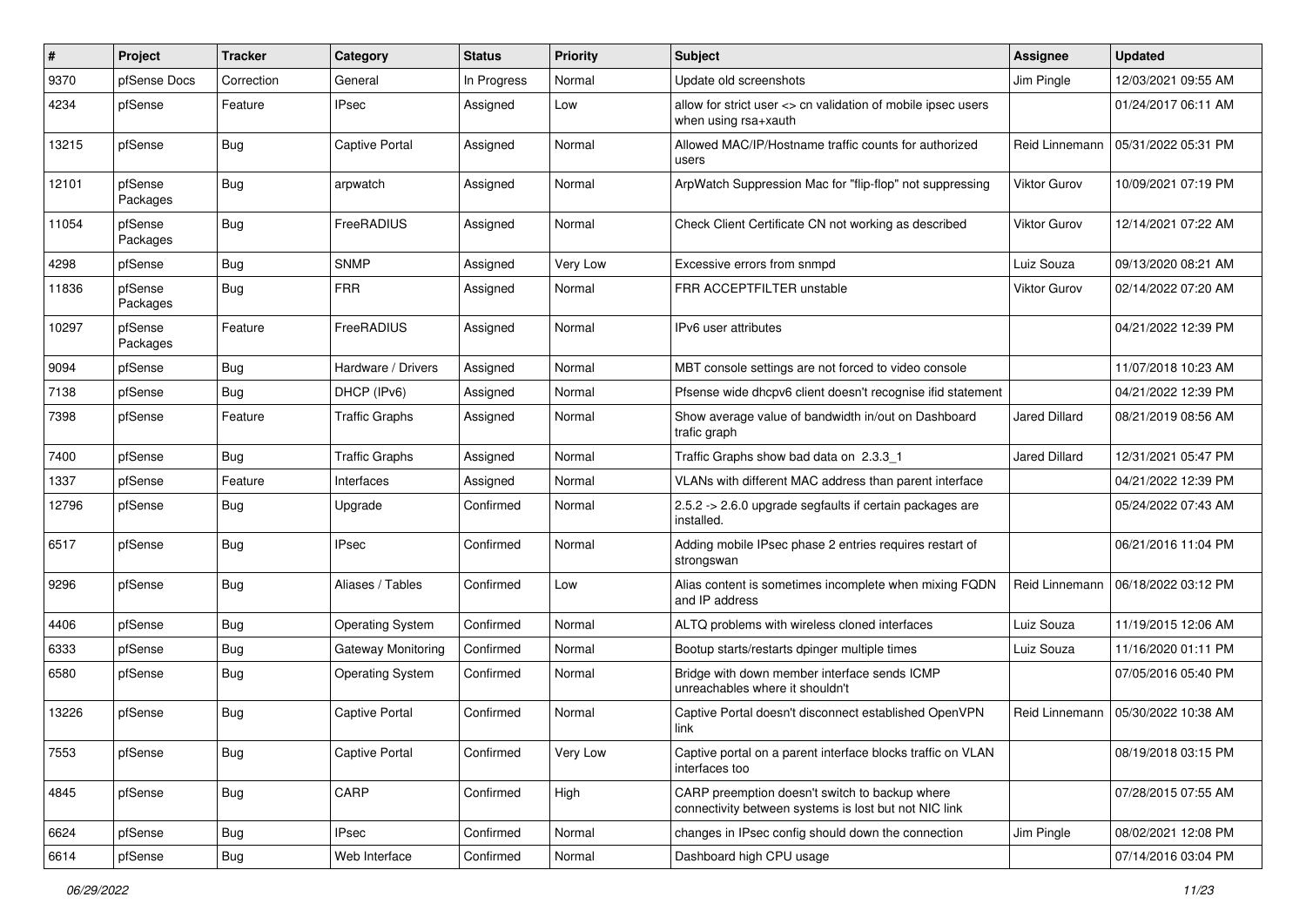| # | Project | Tracker | Category | Status | Priority | Subject | Assignee | Updated |
|---|---|---|---|---|---|---|---|---|
| 9370 | pfSense Docs | Correction | General | In Progress | Normal | Update old screenshots | Jim Pingle | 12/03/2021 09:55 AM |
| 4234 | pfSense | Feature | IPsec | Assigned | Low | allow for strict user <> cn validation of mobile ipsec users when using rsa+xauth | | 01/24/2017 06:11 AM |
| 13215 | pfSense | Bug | Captive Portal | Assigned | Normal | Allowed MAC/IP/Hostname traffic counts for authorized users | Reid Linnemann | 05/31/2022 05:31 PM |
| 12101 | pfSense Packages | Bug | arpwatch | Assigned | Normal | ArpWatch Suppression Mac for "flip-flop" not suppressing | Viktor Gurov | 10/09/2021 07:19 PM |
| 11054 | pfSense Packages | Bug | FreeRADIUS | Assigned | Normal | Check Client Certificate CN not working as described | Viktor Gurov | 12/14/2021 07:22 AM |
| 4298 | pfSense | Bug | SNMP | Assigned | Very Low | Excessive errors from snmpd | Luiz Souza | 09/13/2020 08:21 AM |
| 11836 | pfSense Packages | Bug | FRR | Assigned | Normal | FRR ACCEPTFILTER unstable | Viktor Gurov | 02/14/2022 07:20 AM |
| 10297 | pfSense Packages | Feature | FreeRADIUS | Assigned | Normal | IPv6 user attributes | | 04/21/2022 12:39 PM |
| 9094 | pfSense | Bug | Hardware / Drivers | Assigned | Normal | MBT console settings are not forced to video console | | 11/07/2018 10:23 AM |
| 7138 | pfSense | Bug | DHCP (IPv6) | Assigned | Normal | Pfsense wide dhcpv6 client doesn't recognise ifid statement | | 04/21/2022 12:39 PM |
| 7398 | pfSense | Feature | Traffic Graphs | Assigned | Normal | Show average value of bandwidth in/out on Dashboard trafic graph | Jared Dillard | 08/21/2019 08:56 AM |
| 7400 | pfSense | Bug | Traffic Graphs | Assigned | Normal | Traffic Graphs show bad data on 2.3.3_1 | Jared Dillard | 12/31/2021 05:47 PM |
| 1337 | pfSense | Feature | Interfaces | Assigned | Normal | VLANs with different MAC address than parent interface | | 04/21/2022 12:39 PM |
| 12796 | pfSense | Bug | Upgrade | Confirmed | Normal | 2.5.2 -> 2.6.0 upgrade segfaults if certain packages are installed. | | 05/24/2022 07:43 AM |
| 6517 | pfSense | Bug | IPsec | Confirmed | Normal | Adding mobile IPsec phase 2 entries requires restart of strongswan | | 06/21/2016 11:04 PM |
| 9296 | pfSense | Bug | Aliases / Tables | Confirmed | Low | Alias content is sometimes incomplete when mixing FQDN and IP address | Reid Linnemann | 06/18/2022 03:12 PM |
| 4406 | pfSense | Bug | Operating System | Confirmed | Normal | ALTQ problems with wireless cloned interfaces | Luiz Souza | 11/19/2015 12:06 AM |
| 6333 | pfSense | Bug | Gateway Monitoring | Confirmed | Normal | Bootup starts/restarts dpinger multiple times | Luiz Souza | 11/16/2020 01:11 PM |
| 6580 | pfSense | Bug | Operating System | Confirmed | Normal | Bridge with down member interface sends ICMP unreachables where it shouldn't | | 07/05/2016 05:40 PM |
| 13226 | pfSense | Bug | Captive Portal | Confirmed | Normal | Captive Portal doesn't disconnect established OpenVPN link | Reid Linnemann | 05/30/2022 10:38 AM |
| 7553 | pfSense | Bug | Captive Portal | Confirmed | Very Low | Captive portal on a parent interface blocks traffic on VLAN interfaces too | | 08/19/2018 03:15 PM |
| 4845 | pfSense | Bug | CARP | Confirmed | High | CARP preemption doesn't switch to backup where connectivity between systems is lost but not NIC link | | 07/28/2015 07:55 AM |
| 6624 | pfSense | Bug | IPsec | Confirmed | Normal | changes in IPsec config should down the connection | Jim Pingle | 08/02/2021 12:08 PM |
| 6614 | pfSense | Bug | Web Interface | Confirmed | Normal | Dashboard high CPU usage | | 07/14/2016 03:04 PM |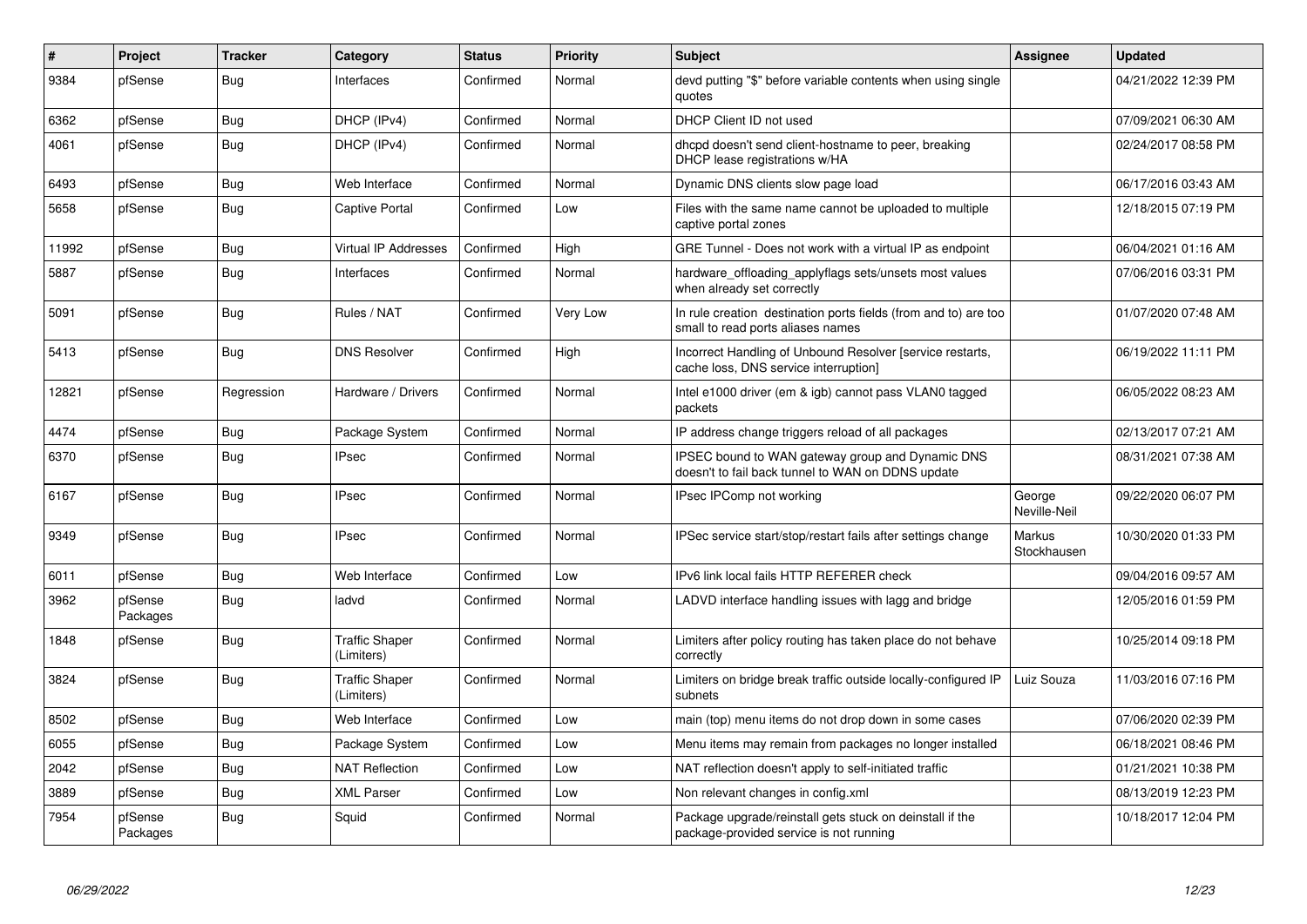| # | Project | Tracker | Category | Status | Priority | Subject | Assignee | Updated |
|---|---|---|---|---|---|---|---|---|
| 9384 | pfSense | Bug | Interfaces | Confirmed | Normal | devd putting "$" before variable contents when using single quotes | | 04/21/2022 12:39 PM |
| 6362 | pfSense | Bug | DHCP (IPv4) | Confirmed | Normal | DHCP Client ID not used | | 07/09/2021 06:30 AM |
| 4061 | pfSense | Bug | DHCP (IPv4) | Confirmed | Normal | dhcpd doesn't send client-hostname to peer, breaking DHCP lease registrations w/HA | | 02/24/2017 08:58 PM |
| 6493 | pfSense | Bug | Web Interface | Confirmed | Normal | Dynamic DNS clients slow page load | | 06/17/2016 03:43 AM |
| 5658 | pfSense | Bug | Captive Portal | Confirmed | Low | Files with the same name cannot be uploaded to multiple captive portal zones | | 12/18/2015 07:19 PM |
| 11992 | pfSense | Bug | Virtual IP Addresses | Confirmed | High | GRE Tunnel - Does not work with a virtual IP as endpoint | | 06/04/2021 01:16 AM |
| 5887 | pfSense | Bug | Interfaces | Confirmed | Normal | hardware_offloading_applyflags sets/unsets most values when already set correctly | | 07/06/2016 03:31 PM |
| 5091 | pfSense | Bug | Rules / NAT | Confirmed | Very Low | In rule creation destination ports fields (from and to) are too small to read ports aliases names | | 01/07/2020 07:48 AM |
| 5413 | pfSense | Bug | DNS Resolver | Confirmed | High | Incorrect Handling of Unbound Resolver [service restarts, cache loss, DNS service interruption] | | 06/19/2022 11:11 PM |
| 12821 | pfSense | Regression | Hardware / Drivers | Confirmed | Normal | Intel e1000 driver (em & igb) cannot pass VLAN0 tagged packets | | 06/05/2022 08:23 AM |
| 4474 | pfSense | Bug | Package System | Confirmed | Normal | IP address change triggers reload of all packages | | 02/13/2017 07:21 AM |
| 6370 | pfSense | Bug | IPsec | Confirmed | Normal | IPSEC bound to WAN gateway group and Dynamic DNS doesn't to fail back tunnel to WAN on DDNS update | | 08/31/2021 07:38 AM |
| 6167 | pfSense | Bug | IPsec | Confirmed | Normal | IPsec IPComp not working | George Neville-Neil | 09/22/2020 06:07 PM |
| 9349 | pfSense | Bug | IPsec | Confirmed | Normal | IPSec service start/stop/restart fails after settings change | Markus Stockhausen | 10/30/2020 01:33 PM |
| 6011 | pfSense | Bug | Web Interface | Confirmed | Low | IPv6 link local fails HTTP REFERER check | | 09/04/2016 09:57 AM |
| 3962 | pfSense Packages | Bug | ladvd | Confirmed | Normal | LADVD interface handling issues with lagg and bridge | | 12/05/2016 01:59 PM |
| 1848 | pfSense | Bug | Traffic Shaper (Limiters) | Confirmed | Normal | Limiters after policy routing has taken place do not behave correctly | | 10/25/2014 09:18 PM |
| 3824 | pfSense | Bug | Traffic Shaper (Limiters) | Confirmed | Normal | Limiters on bridge break traffic outside locally-configured IP subnets | Luiz Souza | 11/03/2016 07:16 PM |
| 8502 | pfSense | Bug | Web Interface | Confirmed | Low | main (top) menu items do not drop down in some cases | | 07/06/2020 02:39 PM |
| 6055 | pfSense | Bug | Package System | Confirmed | Low | Menu items may remain from packages no longer installed | | 06/18/2021 08:46 PM |
| 2042 | pfSense | Bug | NAT Reflection | Confirmed | Low | NAT reflection doesn't apply to self-initiated traffic | | 01/21/2021 10:38 PM |
| 3889 | pfSense | Bug | XML Parser | Confirmed | Low | Non relevant changes in config.xml | | 08/13/2019 12:23 PM |
| 7954 | pfSense Packages | Bug | Squid | Confirmed | Normal | Package upgrade/reinstall gets stuck on deinstall if the package-provided service is not running | | 10/18/2017 12:04 PM |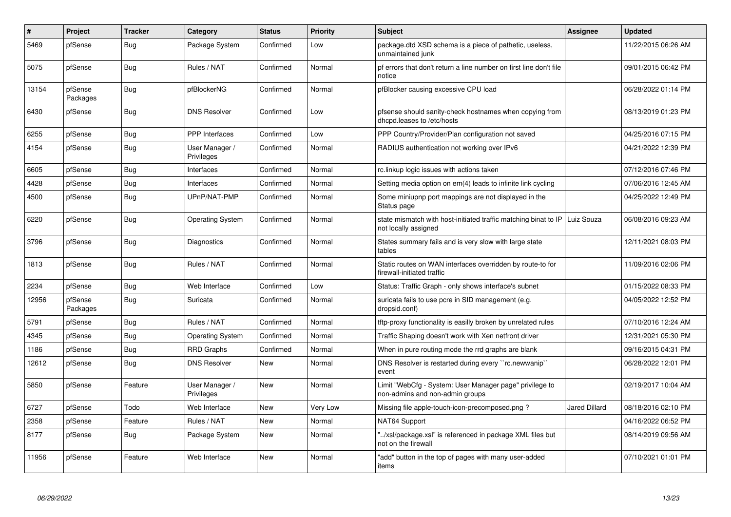| # | Project | Tracker | Category | Status | Priority | Subject | Assignee | Updated |
|---|---|---|---|---|---|---|---|---|
| 5469 | pfSense | Bug | Package System | Confirmed | Low | package.dtd XSD schema is a piece of pathetic, useless, unmaintained junk | | 11/22/2015 06:26 AM |
| 5075 | pfSense | Bug | Rules / NAT | Confirmed | Normal | pf errors that don't return a line number on first line don't file notice | | 09/01/2015 06:42 PM |
| 13154 | pfSense Packages | Bug | pfBlockerNG | Confirmed | Normal | pfBlocker causing excessive CPU load | | 06/28/2022 01:14 PM |
| 6430 | pfSense | Bug | DNS Resolver | Confirmed | Low | pfsense should sanity-check hostnames when copying from dhcpd.leases to /etc/hosts | | 08/13/2019 01:23 PM |
| 6255 | pfSense | Bug | PPP Interfaces | Confirmed | Low | PPP Country/Provider/Plan configuration not saved | | 04/25/2016 07:15 PM |
| 4154 | pfSense | Bug | User Manager / Privileges | Confirmed | Normal | RADIUS authentication not working over IPv6 | | 04/21/2022 12:39 PM |
| 6605 | pfSense | Bug | Interfaces | Confirmed | Normal | rc.linkup logic issues with actions taken | | 07/12/2016 07:46 PM |
| 4428 | pfSense | Bug | Interfaces | Confirmed | Normal | Setting media option on em(4) leads to infinite link cycling | | 07/06/2016 12:45 AM |
| 4500 | pfSense | Bug | UPnP/NAT-PMP | Confirmed | Normal | Some miniupnp port mappings are not displayed in the Status page | | 04/25/2022 12:49 PM |
| 6220 | pfSense | Bug | Operating System | Confirmed | Normal | state mismatch with host-initiated traffic matching binat to IP not locally assigned | Luiz Souza | 06/08/2016 09:23 AM |
| 3796 | pfSense | Bug | Diagnostics | Confirmed | Normal | States summary fails and is very slow with large state tables | | 12/11/2021 08:03 PM |
| 1813 | pfSense | Bug | Rules / NAT | Confirmed | Normal | Static routes on WAN interfaces overridden by route-to for firewall-initiated traffic | | 11/09/2016 02:06 PM |
| 2234 | pfSense | Bug | Web Interface | Confirmed | Low | Status: Traffic Graph - only shows interface's subnet | | 01/15/2022 08:33 PM |
| 12956 | pfSense Packages | Bug | Suricata | Confirmed | Normal | suricata fails to use pcre in SID management (e.g. dropsid.conf) | | 04/05/2022 12:52 PM |
| 5791 | pfSense | Bug | Rules / NAT | Confirmed | Normal | tftp-proxy functionality is easilly broken by unrelated rules | | 07/10/2016 12:24 AM |
| 4345 | pfSense | Bug | Operating System | Confirmed | Normal | Traffic Shaping doesn't work with Xen netfront driver | | 12/31/2021 05:30 PM |
| 1186 | pfSense | Bug | RRD Graphs | Confirmed | Normal | When in pure routing mode the rrd graphs are blank | | 09/16/2015 04:31 PM |
| 12612 | pfSense | Bug | DNS Resolver | New | Normal | DNS Resolver is restarted during every ``rc.newwanip`` event | | 06/28/2022 12:01 PM |
| 5850 | pfSense | Feature | User Manager / Privileges | New | Normal | Limit "WebCfg - System: User Manager page" privilege to non-admins and non-admin groups | | 02/19/2017 10:04 AM |
| 6727 | pfSense | Todo | Web Interface | New | Very Low | Missing file apple-touch-icon-precomposed.png ? | Jared Dillard | 08/18/2016 02:10 PM |
| 2358 | pfSense | Feature | Rules / NAT | New | Normal | NAT64 Support | | 04/16/2022 06:52 PM |
| 8177 | pfSense | Bug | Package System | New | Normal | "../xsl/package.xsl" is referenced in package XML files but not on the firewall | | 08/14/2019 09:56 AM |
| 11956 | pfSense | Feature | Web Interface | New | Normal | "add" button in the top of pages with many user-added items | | 07/10/2021 01:01 PM |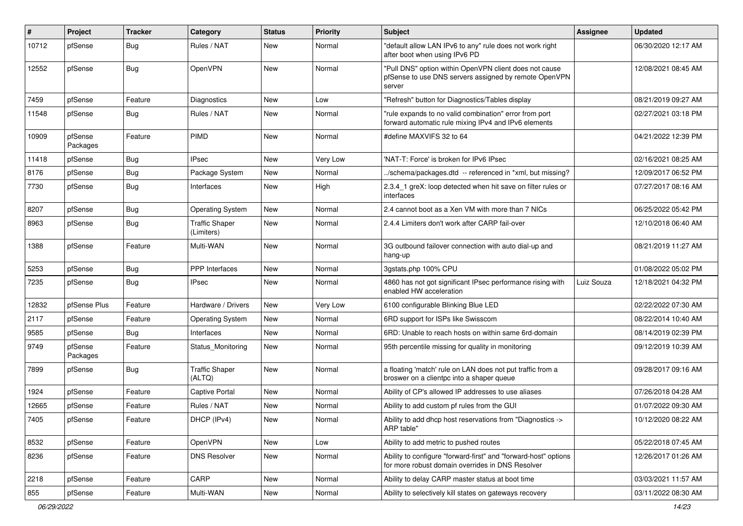| # | Project | Tracker | Category | Status | Priority | Subject | Assignee | Updated |
|---|---|---|---|---|---|---|---|---|
| 10712 | pfSense | Bug | Rules / NAT | New | Normal | "default allow LAN IPv6 to any" rule does not work right after boot when using IPv6 PD | | 06/30/2020 12:17 AM |
| 12552 | pfSense | Bug | OpenVPN | New | Normal | "Pull DNS" option within OpenVPN client does not cause pfSense to use DNS servers assigned by remote OpenVPN server | | 12/08/2021 08:45 AM |
| 7459 | pfSense | Feature | Diagnostics | New | Low | "Refresh" button for Diagnostics/Tables display | | 08/21/2019 09:27 AM |
| 11548 | pfSense | Bug | Rules / NAT | New | Normal | "rule expands to no valid combination" error from port forward automatic rule mixing IPv4 and IPv6 elements | | 02/27/2021 03:18 PM |
| 10909 | pfSense Packages | Feature | PIMD | New | Normal | #define MAXVIFS 32 to 64 | | 04/21/2022 12:39 PM |
| 11418 | pfSense | Bug | IPsec | New | Very Low | 'NAT-T: Force' is broken for IPv6 IPsec | | 02/16/2021 08:25 AM |
| 8176 | pfSense | Bug | Package System | New | Normal | ../schema/packages.dtd -- referenced in *xml, but missing? | | 12/09/2017 06:52 PM |
| 7730 | pfSense | Bug | Interfaces | New | High | 2.3.4_1 greX: loop detected when hit save on filter rules or interfaces | | 07/27/2017 08:16 AM |
| 8207 | pfSense | Bug | Operating System | New | Normal | 2.4 cannot boot as a Xen VM with more than 7 NICs | | 06/25/2022 05:42 PM |
| 8963 | pfSense | Bug | Traffic Shaper (Limiters) | New | Normal | 2.4.4 Limiters don't work after CARP fail-over | | 12/10/2018 06:40 AM |
| 1388 | pfSense | Feature | Multi-WAN | New | Normal | 3G outbound failover connection with auto dial-up and hang-up | | 08/21/2019 11:27 AM |
| 5253 | pfSense | Bug | PPP Interfaces | New | Normal | 3gstats.php 100% CPU | | 01/08/2022 05:02 PM |
| 7235 | pfSense | Bug | IPsec | New | Normal | 4860 has not got significant IPsec performance rising with enabled HW acceleration | Luiz Souza | 12/18/2021 04:32 PM |
| 12832 | pfSense Plus | Feature | Hardware / Drivers | New | Very Low | 6100 configurable Blinking Blue LED | | 02/22/2022 07:30 AM |
| 2117 | pfSense | Feature | Operating System | New | Normal | 6RD support for ISPs like Swisscom | | 08/22/2014 10:40 AM |
| 9585 | pfSense | Bug | Interfaces | New | Normal | 6RD: Unable to reach hosts on within same 6rd-domain | | 08/14/2019 02:39 PM |
| 9749 | pfSense Packages | Feature | Status_Monitoring | New | Normal | 95th percentile missing for quality in monitoring | | 09/12/2019 10:39 AM |
| 7899 | pfSense | Bug | Traffic Shaper (ALTQ) | New | Normal | a floating 'match' rule on LAN does not put traffic from a broswer on a clientpc into a shaper queue | | 09/28/2017 09:16 AM |
| 1924 | pfSense | Feature | Captive Portal | New | Normal | Ability of CP's allowed IP addresses to use aliases | | 07/26/2018 04:28 AM |
| 12665 | pfSense | Feature | Rules / NAT | New | Normal | Ability to add custom pf rules from the GUI | | 01/07/2022 09:30 AM |
| 7405 | pfSense | Feature | DHCP (IPv4) | New | Normal | Ability to add dhcp host reservations from "Diagnostics -> ARP table" | | 10/12/2020 08:22 AM |
| 8532 | pfSense | Feature | OpenVPN | New | Low | Ability to add metric to pushed routes | | 05/22/2018 07:45 AM |
| 8236 | pfSense | Feature | DNS Resolver | New | Normal | Ability to configure "forward-first" and "forward-host" options for more robust domain overrides in DNS Resolver | | 12/26/2017 01:26 AM |
| 2218 | pfSense | Feature | CARP | New | Normal | Ability to delay CARP master status at boot time | | 03/03/2021 11:57 AM |
| 855 | pfSense | Feature | Multi-WAN | New | Normal | Ability to selectively kill states on gateways recovery | | 03/11/2022 08:30 AM |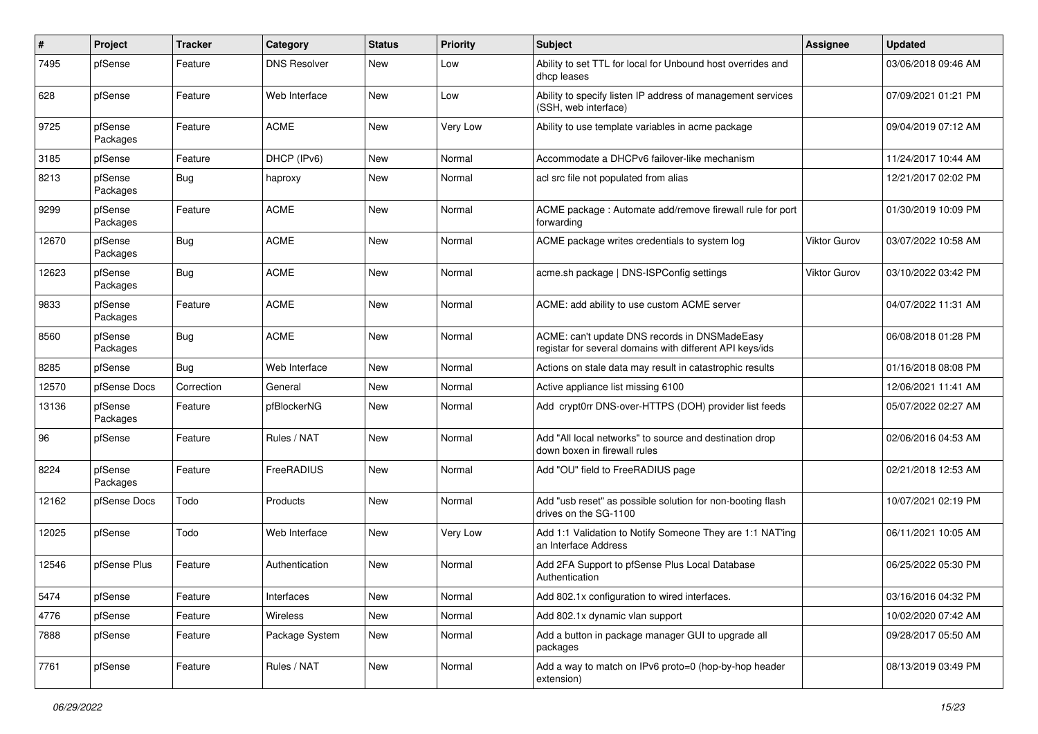| # | Project | Tracker | Category | Status | Priority | Subject | Assignee | Updated |
|---|---|---|---|---|---|---|---|---|
| 7495 | pfSense | Feature | DNS Resolver | New | Low | Ability to set TTL for local for Unbound host overrides and dhcp leases | | 03/06/2018 09:46 AM |
| 628 | pfSense | Feature | Web Interface | New | Low | Ability to specify listen IP address of management services (SSH, web interface) | | 07/09/2021 01:21 PM |
| 9725 | pfSense Packages | Feature | ACME | New | Very Low | Ability to use template variables in acme package | | 09/04/2019 07:12 AM |
| 3185 | pfSense | Feature | DHCP (IPv6) | New | Normal | Accommodate a DHCPv6 failover-like mechanism | | 11/24/2017 10:44 AM |
| 8213 | pfSense Packages | Bug | haproxy | New | Normal | acl src file not populated from alias | | 12/21/2017 02:02 PM |
| 9299 | pfSense Packages | Feature | ACME | New | Normal | ACME package : Automate add/remove firewall rule for port forwarding | | 01/30/2019 10:09 PM |
| 12670 | pfSense Packages | Bug | ACME | New | Normal | ACME package writes credentials to system log | Viktor Gurov | 03/07/2022 10:58 AM |
| 12623 | pfSense Packages | Bug | ACME | New | Normal | acme.sh package \| DNS-ISPConfig settings | Viktor Gurov | 03/10/2022 03:42 PM |
| 9833 | pfSense Packages | Feature | ACME | New | Normal | ACME: add ability to use custom ACME server | | 04/07/2022 11:31 AM |
| 8560 | pfSense Packages | Bug | ACME | New | Normal | ACME: can't update DNS records in DNSMadeEasy registar for several domains with different API keys/ids | | 06/08/2018 01:28 PM |
| 8285 | pfSense | Bug | Web Interface | New | Normal | Actions on stale data may result in catastrophic results | | 01/16/2018 08:08 PM |
| 12570 | pfSense Docs | Correction | General | New | Normal | Active appliance list missing 6100 | | 12/06/2021 11:41 AM |
| 13136 | pfSense Packages | Feature | pfBlockerNG | New | Normal | Add crypt0rr DNS-over-HTTPS (DOH) provider list feeds | | 05/07/2022 02:27 AM |
| 96 | pfSense | Feature | Rules / NAT | New | Normal | Add "All local networks" to source and destination drop down boxen in firewall rules | | 02/06/2016 04:53 AM |
| 8224 | pfSense Packages | Feature | FreeRADIUS | New | Normal | Add "OU" field to FreeRADIUS page | | 02/21/2018 12:53 AM |
| 12162 | pfSense Docs | Todo | Products | New | Normal | Add "usb reset" as possible solution for non-booting flash drives on the SG-1100 | | 10/07/2021 02:19 PM |
| 12025 | pfSense | Todo | Web Interface | New | Very Low | Add 1:1 Validation to Notify Someone They are 1:1 NAT'ing an Interface Address | | 06/11/2021 10:05 AM |
| 12546 | pfSense Plus | Feature | Authentication | New | Normal | Add 2FA Support to pfSense Plus Local Database Authentication | | 06/25/2022 05:30 PM |
| 5474 | pfSense | Feature | Interfaces | New | Normal | Add 802.1x configuration to wired interfaces. | | 03/16/2016 04:32 PM |
| 4776 | pfSense | Feature | Wireless | New | Normal | Add 802.1x dynamic vlan support | | 10/02/2020 07:42 AM |
| 7888 | pfSense | Feature | Package System | New | Normal | Add a button in package manager GUI to upgrade all packages | | 09/28/2017 05:50 AM |
| 7761 | pfSense | Feature | Rules / NAT | New | Normal | Add a way to match on IPv6 proto=0 (hop-by-hop header extension) | | 08/13/2019 03:49 PM |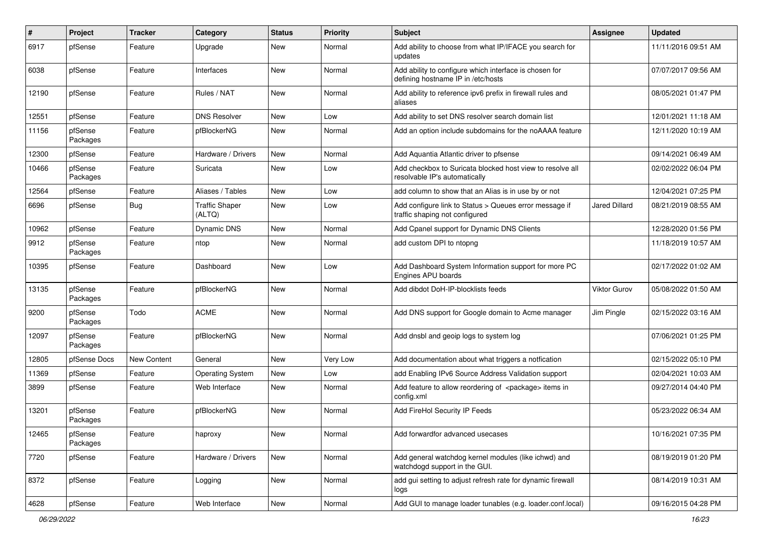| # | Project | Tracker | Category | Status | Priority | Subject | Assignee | Updated |
|---|---|---|---|---|---|---|---|---|
| 6917 | pfSense | Feature | Upgrade | New | Normal | Add ability to choose from what IP/IFACE you search for updates | | 11/11/2016 09:51 AM |
| 6038 | pfSense | Feature | Interfaces | New | Normal | Add ability to configure which interface is chosen for defining hostname IP in /etc/hosts | | 07/07/2017 09:56 AM |
| 12190 | pfSense | Feature | Rules / NAT | New | Normal | Add ability to reference ipv6 prefix in firewall rules and aliases | | 08/05/2021 01:47 PM |
| 12551 | pfSense | Feature | DNS Resolver | New | Low | Add ability to set DNS resolver search domain list | | 12/01/2021 11:18 AM |
| 11156 | pfSense Packages | Feature | pfBlockerNG | New | Normal | Add an option include subdomains for the noAAAA feature | | 12/11/2020 10:19 AM |
| 12300 | pfSense | Feature | Hardware / Drivers | New | Normal | Add Aquantia Atlantic driver to pfsense | | 09/14/2021 06:49 AM |
| 10466 | pfSense Packages | Feature | Suricata | New | Low | Add checkbox to Suricata blocked host view to resolve all resolvable IP's automatically | | 02/02/2022 06:04 PM |
| 12564 | pfSense | Feature | Aliases / Tables | New | Low | add column to show that an Alias is in use by or not | | 12/04/2021 07:25 PM |
| 6696 | pfSense | Bug | Traffic Shaper (ALTQ) | New | Low | Add configure link to Status > Queues error message if traffic shaping not configured | Jared Dillard | 08/21/2019 08:55 AM |
| 10962 | pfSense | Feature | Dynamic DNS | New | Normal | Add Cpanel support for Dynamic DNS Clients | | 12/28/2020 01:56 PM |
| 9912 | pfSense Packages | Feature | ntop | New | Normal | add custom DPI to ntopng | | 11/18/2019 10:57 AM |
| 10395 | pfSense | Feature | Dashboard | New | Low | Add Dashboard System Information support for more PC Engines APU boards | | 02/17/2022 01:02 AM |
| 13135 | pfSense Packages | Feature | pfBlockerNG | New | Normal | Add dibdot DoH-IP-blocklists feeds | Viktor Gurov | 05/08/2022 01:50 AM |
| 9200 | pfSense Packages | Todo | ACME | New | Normal | Add DNS support for Google domain to Acme manager | Jim Pingle | 02/15/2022 03:16 AM |
| 12097 | pfSense Packages | Feature | pfBlockerNG | New | Normal | Add dnsbl and geoip logs to system log | | 07/06/2021 01:25 PM |
| 12805 | pfSense Docs | New Content | General | New | Very Low | Add documentation about what triggers a notfication | | 02/15/2022 05:10 PM |
| 11369 | pfSense | Feature | Operating System | New | Low | add Enabling IPv6 Source Address Validation support | | 02/04/2021 10:03 AM |
| 3899 | pfSense | Feature | Web Interface | New | Normal | Add feature to allow reordering of <package> items in config.xml | | 09/27/2014 04:40 PM |
| 13201 | pfSense Packages | Feature | pfBlockerNG | New | Normal | Add FireHol Security IP Feeds | | 05/23/2022 06:34 AM |
| 12465 | pfSense Packages | Feature | haproxy | New | Normal | Add forwardfor advanced usecases | | 10/16/2021 07:35 PM |
| 7720 | pfSense | Feature | Hardware / Drivers | New | Normal | Add general watchdog kernel modules (like ichwd) and watchdogd support in the GUI. | | 08/19/2019 01:20 PM |
| 8372 | pfSense | Feature | Logging | New | Normal | add gui setting to adjust refresh rate for dynamic firewall logs | | 08/14/2019 10:31 AM |
| 4628 | pfSense | Feature | Web Interface | New | Normal | Add GUI to manage loader tunables (e.g. loader.conf.local) | | 09/16/2015 04:28 PM |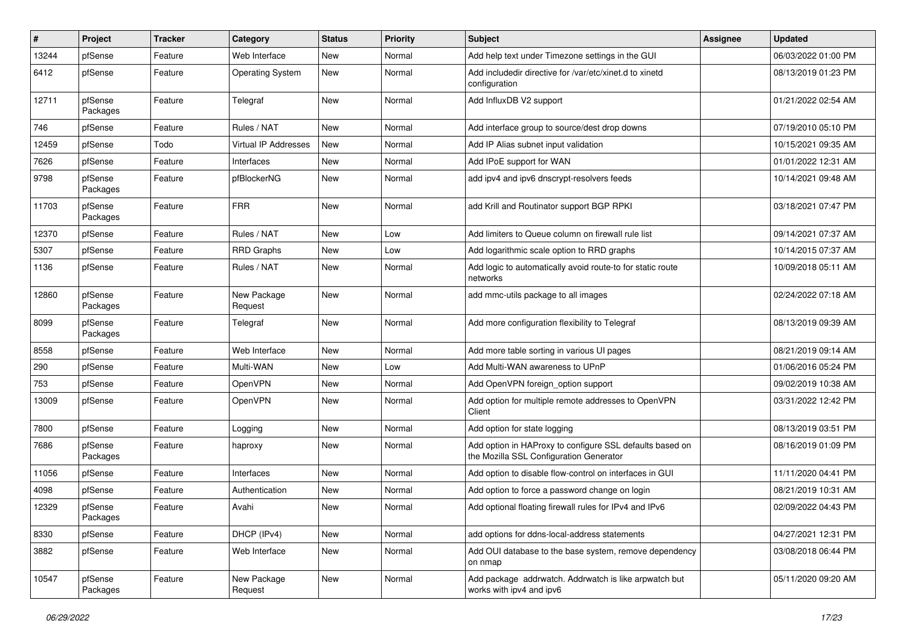| # | Project | Tracker | Category | Status | Priority | Subject | Assignee | Updated |
|---|---|---|---|---|---|---|---|---|
| 13244 | pfSense | Feature | Web Interface | New | Normal | Add help text under Timezone settings in the GUI | | 06/03/2022 01:00 PM |
| 6412 | pfSense | Feature | Operating System | New | Normal | Add includedir directive for /var/etc/xinet.d to xinetd configuration | | 08/13/2019 01:23 PM |
| 12711 | pfSense Packages | Feature | Telegraf | New | Normal | Add InfluxDB V2 support | | 01/21/2022 02:54 AM |
| 746 | pfSense | Feature | Rules / NAT | New | Normal | Add interface group to source/dest drop downs | | 07/19/2010 05:10 PM |
| 12459 | pfSense | Todo | Virtual IP Addresses | New | Normal | Add IP Alias subnet input validation | | 10/15/2021 09:35 AM |
| 7626 | pfSense | Feature | Interfaces | New | Normal | Add IPoE support for WAN | | 01/01/2022 12:31 AM |
| 9798 | pfSense Packages | Feature | pfBlockerNG | New | Normal | add ipv4 and ipv6 dnscrypt-resolvers feeds | | 10/14/2021 09:48 AM |
| 11703 | pfSense Packages | Feature | FRR | New | Normal | add Krill and Routinator support BGP RPKI | | 03/18/2021 07:47 PM |
| 12370 | pfSense | Feature | Rules / NAT | New | Low | Add limiters to Queue column on firewall rule list | | 09/14/2021 07:37 AM |
| 5307 | pfSense | Feature | RRD Graphs | New | Low | Add logarithmic scale option to RRD graphs | | 10/14/2015 07:37 AM |
| 1136 | pfSense | Feature | Rules / NAT | New | Normal | Add logic to automatically avoid route-to for static route networks | | 10/09/2018 05:11 AM |
| 12860 | pfSense Packages | Feature | New Package Request | New | Normal | add mmc-utils package to all images | | 02/24/2022 07:18 AM |
| 8099 | pfSense Packages | Feature | Telegraf | New | Normal | Add more configuration flexibility to Telegraf | | 08/13/2019 09:39 AM |
| 8558 | pfSense | Feature | Web Interface | New | Normal | Add more table sorting in various UI pages | | 08/21/2019 09:14 AM |
| 290 | pfSense | Feature | Multi-WAN | New | Low | Add Multi-WAN awareness to UPnP | | 01/06/2016 05:24 PM |
| 753 | pfSense | Feature | OpenVPN | New | Normal | Add OpenVPN foreign_option support | | 09/02/2019 10:38 AM |
| 13009 | pfSense | Feature | OpenVPN | New | Normal | Add option for multiple remote addresses to OpenVPN Client | | 03/31/2022 12:42 PM |
| 7800 | pfSense | Feature | Logging | New | Normal | Add option for state logging | | 08/13/2019 03:51 PM |
| 7686 | pfSense Packages | Feature | haproxy | New | Normal | Add option in HAProxy to configure SSL defaults based on the Mozilla SSL Configuration Generator | | 08/16/2019 01:09 PM |
| 11056 | pfSense | Feature | Interfaces | New | Normal | Add option to disable flow-control on interfaces in GUI | | 11/11/2020 04:41 PM |
| 4098 | pfSense | Feature | Authentication | New | Normal | Add option to force a password change on login | | 08/21/2019 10:31 AM |
| 12329 | pfSense Packages | Feature | Avahi | New | Normal | Add optional floating firewall rules for IPv4 and IPv6 | | 02/09/2022 04:43 PM |
| 8330 | pfSense | Feature | DHCP (IPv4) | New | Normal | add options for ddns-local-address statements | | 04/27/2021 12:31 PM |
| 3882 | pfSense | Feature | Web Interface | New | Normal | Add OUI database to the base system, remove dependency on nmap | | 03/08/2018 06:44 PM |
| 10547 | pfSense Packages | Feature | New Package Request | New | Normal | Add package addrwatch. Addrwatch is like arpwatch but works with ipv4 and ipv6 | | 05/11/2020 09:20 AM |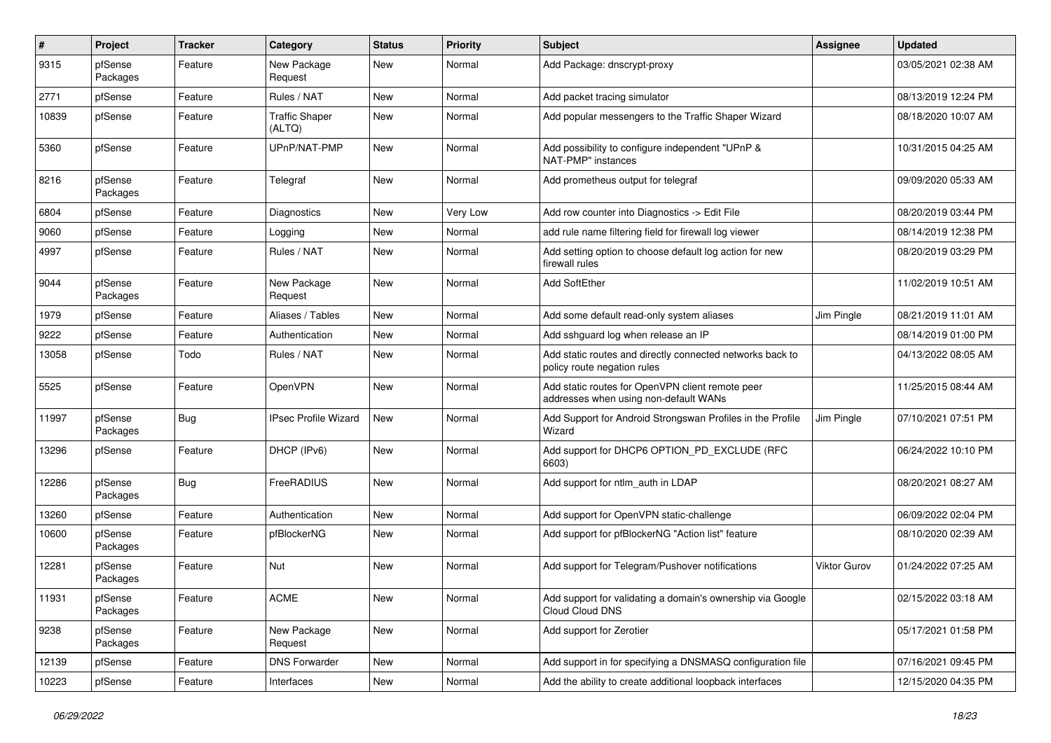| # | Project | Tracker | Category | Status | Priority | Subject | Assignee | Updated |
|---|---|---|---|---|---|---|---|---|
| 9315 | pfSense Packages | Feature | New Package Request | New | Normal | Add Package: dnscrypt-proxy | | 03/05/2021 02:38 AM |
| 2771 | pfSense | Feature | Rules / NAT | New | Normal | Add packet tracing simulator | | 08/13/2019 12:24 PM |
| 10839 | pfSense | Feature | Traffic Shaper (ALTQ) | New | Normal | Add popular messengers to the Traffic Shaper Wizard | | 08/18/2020 10:07 AM |
| 5360 | pfSense | Feature | UPnP/NAT-PMP | New | Normal | Add possibility to configure independent "UPnP & NAT-PMP" instances | | 10/31/2015 04:25 AM |
| 8216 | pfSense Packages | Feature | Telegraf | New | Normal | Add prometheus output for telegraf | | 09/09/2020 05:33 AM |
| 6804 | pfSense | Feature | Diagnostics | New | Very Low | Add row counter into Diagnostics -> Edit File | | 08/20/2019 03:44 PM |
| 9060 | pfSense | Feature | Logging | New | Normal | add rule name filtering field for firewall log viewer | | 08/14/2019 12:38 PM |
| 4997 | pfSense | Feature | Rules / NAT | New | Normal | Add setting option to choose default log action for new firewall rules | | 08/20/2019 03:29 PM |
| 9044 | pfSense Packages | Feature | New Package Request | New | Normal | Add SoftEther | | 11/02/2019 10:51 AM |
| 1979 | pfSense | Feature | Aliases / Tables | New | Normal | Add some default read-only system aliases | Jim Pingle | 08/21/2019 11:01 AM |
| 9222 | pfSense | Feature | Authentication | New | Normal | Add sshguard log when release an IP | | 08/14/2019 01:00 PM |
| 13058 | pfSense | Todo | Rules / NAT | New | Normal | Add static routes and directly connected networks back to policy route negation rules | | 04/13/2022 08:05 AM |
| 5525 | pfSense | Feature | OpenVPN | New | Normal | Add static routes for OpenVPN client remote peer addresses when using non-default WANs | | 11/25/2015 08:44 AM |
| 11997 | pfSense Packages | Bug | IPsec Profile Wizard | New | Normal | Add Support for Android Strongswan Profiles in the Profile Wizard | Jim Pingle | 07/10/2021 07:51 PM |
| 13296 | pfSense | Feature | DHCP (IPv6) | New | Normal | Add support for DHCP6 OPTION_PD_EXCLUDE (RFC 6603) | | 06/24/2022 10:10 PM |
| 12286 | pfSense Packages | Bug | FreeRADIUS | New | Normal | Add support for ntlm_auth in LDAP | | 08/20/2021 08:27 AM |
| 13260 | pfSense | Feature | Authentication | New | Normal | Add support for OpenVPN static-challenge | | 06/09/2022 02:04 PM |
| 10600 | pfSense Packages | Feature | pfBlockerNG | New | Normal | Add support for pfBlockerNG "Action list" feature | | 08/10/2020 02:39 AM |
| 12281 | pfSense Packages | Feature | Nut | New | Normal | Add support for Telegram/Pushover notifications | Viktor Gurov | 01/24/2022 07:25 AM |
| 11931 | pfSense Packages | Feature | ACME | New | Normal | Add support for validating a domain's ownership via Google Cloud Cloud DNS | | 02/15/2022 03:18 AM |
| 9238 | pfSense Packages | Feature | New Package Request | New | Normal | Add support for Zerotier | | 05/17/2021 01:58 PM |
| 12139 | pfSense | Feature | DNS Forwarder | New | Normal | Add support in for specifying a DNSMASQ configuration file | | 07/16/2021 09:45 PM |
| 10223 | pfSense | Feature | Interfaces | New | Normal | Add the ability to create additional loopback interfaces | | 12/15/2020 04:35 PM |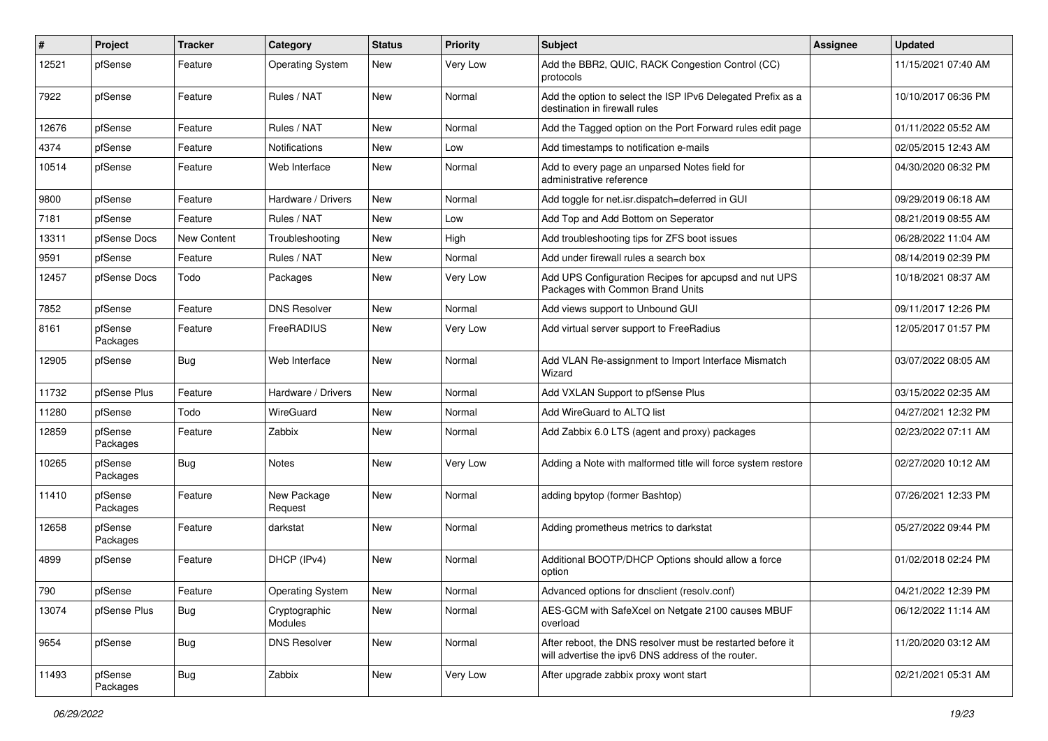| # | Project | Tracker | Category | Status | Priority | Subject | Assignee | Updated |
| --- | --- | --- | --- | --- | --- | --- | --- | --- |
| 12521 | pfSense | Feature | Operating System | New | Very Low | Add the BBR2, QUIC, RACK Congestion Control (CC) protocols | | 11/15/2021 07:40 AM |
| 7922 | pfSense | Feature | Rules / NAT | New | Normal | Add the option to select the ISP IPv6 Delegated Prefix as a destination in firewall rules | | 10/10/2017 06:36 PM |
| 12676 | pfSense | Feature | Rules / NAT | New | Normal | Add the Tagged option on the Port Forward rules edit page | | 01/11/2022 05:52 AM |
| 4374 | pfSense | Feature | Notifications | New | Low | Add timestamps to notification e-mails | | 02/05/2015 12:43 AM |
| 10514 | pfSense | Feature | Web Interface | New | Normal | Add to every page an unparsed Notes field for administrative reference | | 04/30/2020 06:32 PM |
| 9800 | pfSense | Feature | Hardware / Drivers | New | Normal | Add toggle for net.isr.dispatch=deferred in GUI | | 09/29/2019 06:18 AM |
| 7181 | pfSense | Feature | Rules / NAT | New | Low | Add Top and Add Bottom on Seperator | | 08/21/2019 08:55 AM |
| 13311 | pfSense Docs | New Content | Troubleshooting | New | High | Add troubleshooting tips for ZFS boot issues | | 06/28/2022 11:04 AM |
| 9591 | pfSense | Feature | Rules / NAT | New | Normal | Add under firewall rules a search box | | 08/14/2019 02:39 PM |
| 12457 | pfSense Docs | Todo | Packages | New | Very Low | Add UPS Configuration Recipes for apcupsd and nut UPS Packages with Common Brand Units | | 10/18/2021 08:37 AM |
| 7852 | pfSense | Feature | DNS Resolver | New | Normal | Add views support to Unbound GUI | | 09/11/2017 12:26 PM |
| 8161 | pfSense Packages | Feature | FreeRADIUS | New | Very Low | Add virtual server support to FreeRadius | | 12/05/2017 01:57 PM |
| 12905 | pfSense | Bug | Web Interface | New | Normal | Add VLAN Re-assignment to Import Interface Mismatch Wizard | | 03/07/2022 08:05 AM |
| 11732 | pfSense Plus | Feature | Hardware / Drivers | New | Normal | Add VXLAN Support to pfSense Plus | | 03/15/2022 02:35 AM |
| 11280 | pfSense | Todo | WireGuard | New | Normal | Add WireGuard to ALTQ list | | 04/27/2021 12:32 PM |
| 12859 | pfSense Packages | Feature | Zabbix | New | Normal | Add Zabbix 6.0 LTS (agent and proxy) packages | | 02/23/2022 07:11 AM |
| 10265 | pfSense Packages | Bug | Notes | New | Very Low | Adding a Note with malformed title will force system restore | | 02/27/2020 10:12 AM |
| 11410 | pfSense Packages | Feature | New Package Request | New | Normal | adding bpytop (former Bashtop) | | 07/26/2021 12:33 PM |
| 12658 | pfSense Packages | Feature | darkstat | New | Normal | Adding prometheus metrics to darkstat | | 05/27/2022 09:44 PM |
| 4899 | pfSense | Feature | DHCP (IPv4) | New | Normal | Additional BOOTP/DHCP Options should allow a force option | | 01/02/2018 02:24 PM |
| 790 | pfSense | Feature | Operating System | New | Normal | Advanced options for dnsclient (resolv.conf) | | 04/21/2022 12:39 PM |
| 13074 | pfSense Plus | Bug | Cryptographic Modules | New | Normal | AES-GCM with SafeXcel on Netgate 2100 causes MBUF overload | | 06/12/2022 11:14 AM |
| 9654 | pfSense | Bug | DNS Resolver | New | Normal | After reboot, the DNS resolver must be restarted before it will advertise the ipv6 DNS address of the router. | | 11/20/2020 03:12 AM |
| 11493 | pfSense Packages | Bug | Zabbix | New | Very Low | After upgrade zabbix proxy wont start | | 02/21/2021 05:31 AM |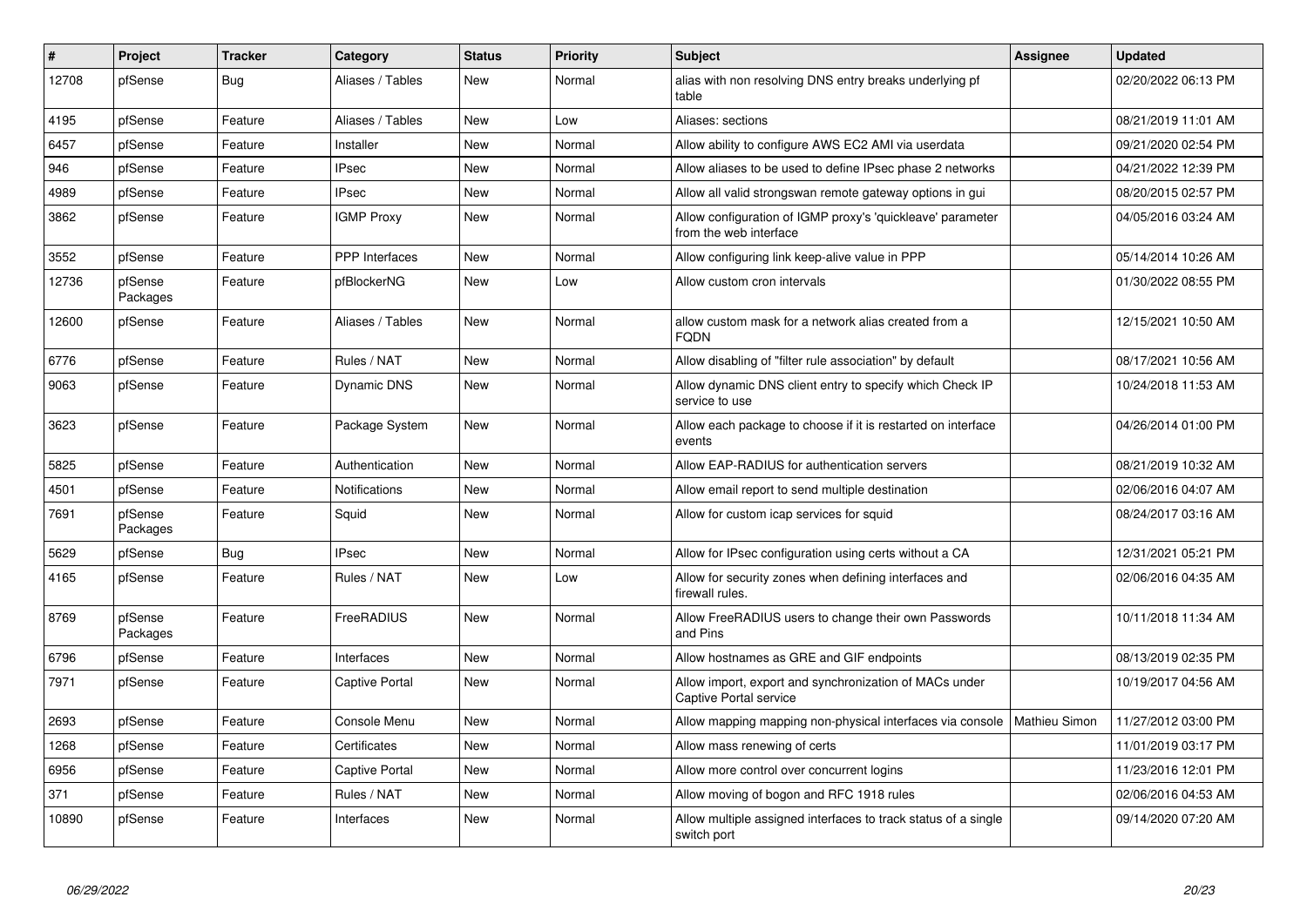| # | Project | Tracker | Category | Status | Priority | Subject | Assignee | Updated |
|---|---|---|---|---|---|---|---|---|
| 12708 | pfSense | Bug | Aliases / Tables | New | Normal | alias with non resolving DNS entry breaks underlying pf table | | 02/20/2022 06:13 PM |
| 4195 | pfSense | Feature | Aliases / Tables | New | Low | Aliases: sections | | 08/21/2019 11:01 AM |
| 6457 | pfSense | Feature | Installer | New | Normal | Allow ability to configure AWS EC2 AMI via userdata | | 09/21/2020 02:54 PM |
| 946 | pfSense | Feature | IPsec | New | Normal | Allow aliases to be used to define IPsec phase 2 networks | | 04/21/2022 12:39 PM |
| 4989 | pfSense | Feature | IPsec | New | Normal | Allow all valid strongswan remote gateway options in gui | | 08/20/2015 02:57 PM |
| 3862 | pfSense | Feature | IGMP Proxy | New | Normal | Allow configuration of IGMP proxy's 'quickleave' parameter from the web interface | | 04/05/2016 03:24 AM |
| 3552 | pfSense | Feature | PPP Interfaces | New | Normal | Allow configuring link keep-alive value in PPP | | 05/14/2014 10:26 AM |
| 12736 | pfSense Packages | Feature | pfBlockerNG | New | Low | Allow custom cron intervals | | 01/30/2022 08:55 PM |
| 12600 | pfSense | Feature | Aliases / Tables | New | Normal | allow custom mask for a network alias created from a FQDN | | 12/15/2021 10:50 AM |
| 6776 | pfSense | Feature | Rules / NAT | New | Normal | Allow disabling of "filter rule association" by default | | 08/17/2021 10:56 AM |
| 9063 | pfSense | Feature | Dynamic DNS | New | Normal | Allow dynamic DNS client entry to specify which Check IP service to use | | 10/24/2018 11:53 AM |
| 3623 | pfSense | Feature | Package System | New | Normal | Allow each package to choose if it is restarted on interface events | | 04/26/2014 01:00 PM |
| 5825 | pfSense | Feature | Authentication | New | Normal | Allow EAP-RADIUS for authentication servers | | 08/21/2019 10:32 AM |
| 4501 | pfSense | Feature | Notifications | New | Normal | Allow email report to send multiple destination | | 02/06/2016 04:07 AM |
| 7691 | pfSense Packages | Feature | Squid | New | Normal | Allow for custom icap services for squid | | 08/24/2017 03:16 AM |
| 5629 | pfSense | Bug | IPsec | New | Normal | Allow for IPsec configuration using certs without a CA | | 12/31/2021 05:21 PM |
| 4165 | pfSense | Feature | Rules / NAT | New | Low | Allow for security zones when defining interfaces and firewall rules. | | 02/06/2016 04:35 AM |
| 8769 | pfSense Packages | Feature | FreeRADIUS | New | Normal | Allow FreeRADIUS users to change their own Passwords and Pins | | 10/11/2018 11:34 AM |
| 6796 | pfSense | Feature | Interfaces | New | Normal | Allow hostnames as GRE and GIF endpoints | | 08/13/2019 02:35 PM |
| 7971 | pfSense | Feature | Captive Portal | New | Normal | Allow import, export and synchronization of MACs under Captive Portal service | | 10/19/2017 04:56 AM |
| 2693 | pfSense | Feature | Console Menu | New | Normal | Allow mapping mapping non-physical interfaces via console | Mathieu Simon | 11/27/2012 03:00 PM |
| 1268 | pfSense | Feature | Certificates | New | Normal | Allow mass renewing of certs | | 11/01/2019 03:17 PM |
| 6956 | pfSense | Feature | Captive Portal | New | Normal | Allow more control over concurrent logins | | 11/23/2016 12:01 PM |
| 371 | pfSense | Feature | Rules / NAT | New | Normal | Allow moving of bogon and RFC 1918 rules | | 02/06/2016 04:53 AM |
| 10890 | pfSense | Feature | Interfaces | New | Normal | Allow multiple assigned interfaces to track status of a single switch port | | 09/14/2020 07:20 AM |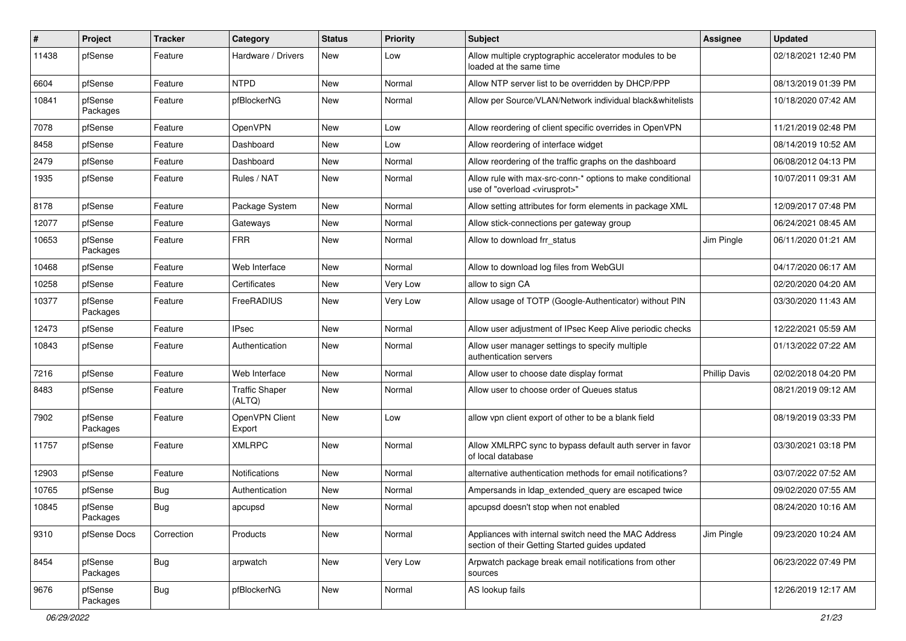| # | Project | Tracker | Category | Status | Priority | Subject | Assignee | Updated |
|---|---|---|---|---|---|---|---|---|
| 11438 | pfSense | Feature | Hardware / Drivers | New | Low | Allow multiple cryptographic accelerator modules to be loaded at the same time | | 02/18/2021 12:40 PM |
| 6604 | pfSense | Feature | NTPD | New | Normal | Allow NTP server list to be overridden by DHCP/PPP | | 08/13/2019 01:39 PM |
| 10841 | pfSense Packages | Feature | pfBlockerNG | New | Normal | Allow per Source/VLAN/Network individual black&whitelists | | 10/18/2020 07:42 AM |
| 7078 | pfSense | Feature | OpenVPN | New | Low | Allow reordering of client specific overrides in OpenVPN | | 11/21/2019 02:48 PM |
| 8458 | pfSense | Feature | Dashboard | New | Low | Allow reordering of interface widget | | 08/14/2019 10:52 AM |
| 2479 | pfSense | Feature | Dashboard | New | Normal | Allow reordering of the traffic graphs on the dashboard | | 06/08/2012 04:13 PM |
| 1935 | pfSense | Feature | Rules / NAT | New | Normal | Allow rule with max-src-conn-* options to make conditional use of "overload <virusprot>" | | 10/07/2011 09:31 AM |
| 8178 | pfSense | Feature | Package System | New | Normal | Allow setting attributes for form elements in package XML | | 12/09/2017 07:48 PM |
| 12077 | pfSense | Feature | Gateways | New | Normal | Allow stick-connections per gateway group | | 06/24/2021 08:45 AM |
| 10653 | pfSense Packages | Feature | FRR | New | Normal | Allow to download frr_status | Jim Pingle | 06/11/2020 01:21 AM |
| 10468 | pfSense | Feature | Web Interface | New | Normal | Allow to download log files from WebGUI | | 04/17/2020 06:17 AM |
| 10258 | pfSense | Feature | Certificates | New | Very Low | allow to sign CA | | 02/20/2020 04:20 AM |
| 10377 | pfSense Packages | Feature | FreeRADIUS | New | Very Low | Allow usage of TOTP (Google-Authenticator) without PIN | | 03/30/2020 11:43 AM |
| 12473 | pfSense | Feature | IPsec | New | Normal | Allow user adjustment of IPsec Keep Alive periodic checks | | 12/22/2021 05:59 AM |
| 10843 | pfSense | Feature | Authentication | New | Normal | Allow user manager settings to specify multiple authentication servers | | 01/13/2022 07:22 AM |
| 7216 | pfSense | Feature | Web Interface | New | Normal | Allow user to choose date display format | Phillip Davis | 02/02/2018 04:20 PM |
| 8483 | pfSense | Feature | Traffic Shaper (ALTQ) | New | Normal | Allow user to choose order of Queues status | | 08/21/2019 09:12 AM |
| 7902 | pfSense Packages | Feature | OpenVPN Client Export | New | Low | allow vpn client export of other to be a blank field | | 08/19/2019 03:33 PM |
| 11757 | pfSense | Feature | XMLRPC | New | Normal | Allow XMLRPC sync to bypass default auth server in favor of local database | | 03/30/2021 03:18 PM |
| 12903 | pfSense | Feature | Notifications | New | Normal | alternative authentication methods for email notifications? | | 03/07/2022 07:52 AM |
| 10765 | pfSense | Bug | Authentication | New | Normal | Ampersands in ldap_extended_query are escaped twice | | 09/02/2020 07:55 AM |
| 10845 | pfSense Packages | Bug | apcupsd | New | Normal | apcupsd doesn't stop when not enabled | | 08/24/2020 10:16 AM |
| 9310 | pfSense Docs | Correction | Products | New | Normal | Appliances with internal switch need the MAC Address section of their Getting Started guides updated | Jim Pingle | 09/23/2020 10:24 AM |
| 8454 | pfSense Packages | Bug | arpwatch | New | Very Low | Arpwatch package break email notifications from other sources | | 06/23/2022 07:49 PM |
| 9676 | pfSense Packages | Bug | pfBlockerNG | New | Normal | AS lookup fails | | 12/26/2019 12:17 AM |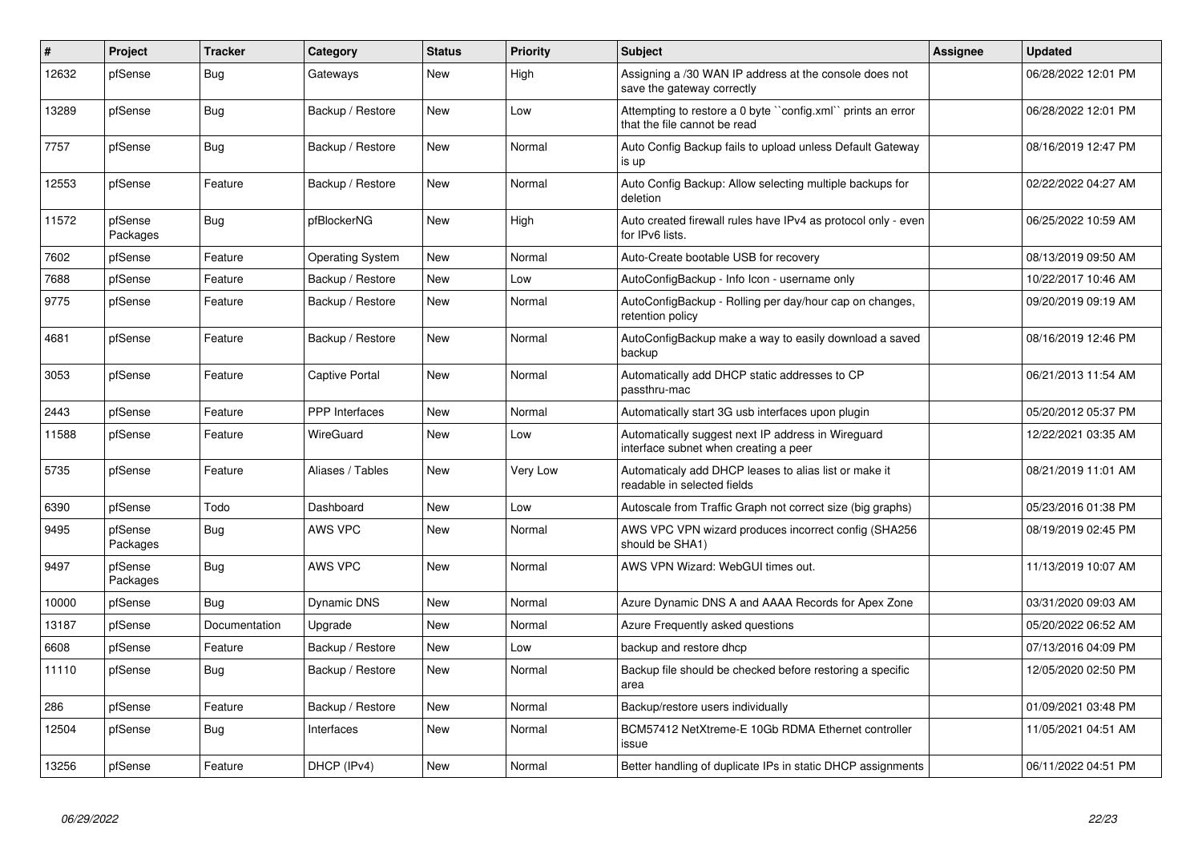| # | Project | Tracker | Category | Status | Priority | Subject | Assignee | Updated |
|---|---|---|---|---|---|---|---|---|
| 12632 | pfSense | Bug | Gateways | New | High | Assigning a /30 WAN IP address at the console does not save the gateway correctly | | 06/28/2022 12:01 PM |
| 13289 | pfSense | Bug | Backup / Restore | New | Low | Attempting to restore a 0 byte ``config.xml`` prints an error that the file cannot be read | | 06/28/2022 12:01 PM |
| 7757 | pfSense | Bug | Backup / Restore | New | Normal | Auto Config Backup fails to upload unless Default Gateway is up | | 08/16/2019 12:47 PM |
| 12553 | pfSense | Feature | Backup / Restore | New | Normal | Auto Config Backup: Allow selecting multiple backups for deletion | | 02/22/2022 04:27 AM |
| 11572 | pfSense Packages | Bug | pfBlockerNG | New | High | Auto created firewall rules have IPv4 as protocol only - even for IPv6 lists. | | 06/25/2022 10:59 AM |
| 7602 | pfSense | Feature | Operating System | New | Normal | Auto-Create bootable USB for recovery | | 08/13/2019 09:50 AM |
| 7688 | pfSense | Feature | Backup / Restore | New | Low | AutoConfigBackup - Info Icon - username only | | 10/22/2017 10:46 AM |
| 9775 | pfSense | Feature | Backup / Restore | New | Normal | AutoConfigBackup - Rolling per day/hour cap on changes, retention policy | | 09/20/2019 09:19 AM |
| 4681 | pfSense | Feature | Backup / Restore | New | Normal | AutoConfigBackup make a way to easily download a saved backup | | 08/16/2019 12:46 PM |
| 3053 | pfSense | Feature | Captive Portal | New | Normal | Automatically add DHCP static addresses to CP passthru-mac | | 06/21/2013 11:54 AM |
| 2443 | pfSense | Feature | PPP Interfaces | New | Normal | Automatically start 3G usb interfaces upon plugin | | 05/20/2012 05:37 PM |
| 11588 | pfSense | Feature | WireGuard | New | Low | Automatically suggest next IP address in Wireguard interface subnet when creating a peer | | 12/22/2021 03:35 AM |
| 5735 | pfSense | Feature | Aliases / Tables | New | Very Low | Automaticaly add DHCP leases to alias list or make it readable in selected fields | | 08/21/2019 11:01 AM |
| 6390 | pfSense | Todo | Dashboard | New | Low | Autoscale from Traffic Graph not correct size (big graphs) | | 05/23/2016 01:38 PM |
| 9495 | pfSense Packages | Bug | AWS VPC | New | Normal | AWS VPC VPN wizard produces incorrect config (SHA256 should be SHA1) | | 08/19/2019 02:45 PM |
| 9497 | pfSense Packages | Bug | AWS VPC | New | Normal | AWS VPN Wizard: WebGUI times out. | | 11/13/2019 10:07 AM |
| 10000 | pfSense | Bug | Dynamic DNS | New | Normal | Azure Dynamic DNS A and AAAA Records for Apex Zone | | 03/31/2020 09:03 AM |
| 13187 | pfSense | Documentation | Upgrade | New | Normal | Azure Frequently asked questions | | 05/20/2022 06:52 AM |
| 6608 | pfSense | Feature | Backup / Restore | New | Low | backup and restore dhcp | | 07/13/2016 04:09 PM |
| 11110 | pfSense | Bug | Backup / Restore | New | Normal | Backup file should be checked before restoring a specific area | | 12/05/2020 02:50 PM |
| 286 | pfSense | Feature | Backup / Restore | New | Normal | Backup/restore users individually | | 01/09/2021 03:48 PM |
| 12504 | pfSense | Bug | Interfaces | New | Normal | BCM57412 NetXtreme-E 10Gb RDMA Ethernet controller issue | | 11/05/2021 04:51 AM |
| 13256 | pfSense | Feature | DHCP (IPv4) | New | Normal | Better handling of duplicate IPs in static DHCP assignments | | 06/11/2022 04:51 PM |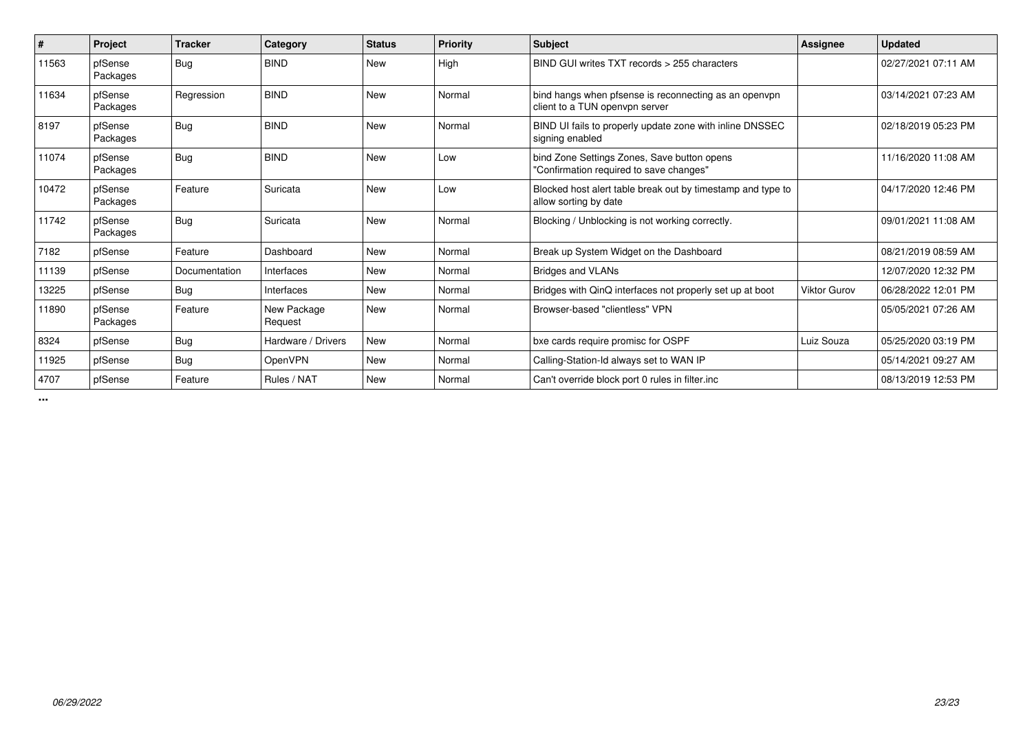| # | Project | Tracker | Category | Status | Priority | Subject | Assignee | Updated |
|---|---|---|---|---|---|---|---|---|
| 11563 | pfSense Packages | Bug | BIND | New | High | BIND GUI writes TXT records > 255 characters | | 02/27/2021 07:11 AM |
| 11634 | pfSense Packages | Regression | BIND | New | Normal | bind hangs when pfsense is reconnecting as an openvpn client to a TUN openvpn server | | 03/14/2021 07:23 AM |
| 8197 | pfSense Packages | Bug | BIND | New | Normal | BIND UI fails to properly update zone with inline DNSSEC signing enabled | | 02/18/2019 05:23 PM |
| 11074 | pfSense Packages | Bug | BIND | New | Low | bind Zone Settings Zones, Save button opens "Confirmation required to save changes" | | 11/16/2020 11:08 AM |
| 10472 | pfSense Packages | Feature | Suricata | New | Low | Blocked host alert table break out by timestamp and type to allow sorting by date | | 04/17/2020 12:46 PM |
| 11742 | pfSense Packages | Bug | Suricata | New | Normal | Blocking / Unblocking is not working correctly. | | 09/01/2021 11:08 AM |
| 7182 | pfSense | Feature | Dashboard | New | Normal | Break up System Widget on the Dashboard | | 08/21/2019 08:59 AM |
| 11139 | pfSense | Documentation | Interfaces | New | Normal | Bridges and VLANs | | 12/07/2020 12:32 PM |
| 13225 | pfSense | Bug | Interfaces | New | Normal | Bridges with QinQ interfaces not properly set up at boot | Viktor Gurov | 06/28/2022 12:01 PM |
| 11890 | pfSense Packages | Feature | New Package Request | New | Normal | Browser-based "clientless" VPN | | 05/05/2021 07:26 AM |
| 8324 | pfSense | Bug | Hardware / Drivers | New | Normal | bxe cards require promisc for OSPF | Luiz Souza | 05/25/2020 03:19 PM |
| 11925 | pfSense | Bug | OpenVPN | New | Normal | Calling-Station-Id always set to WAN IP | | 05/14/2021 09:27 AM |
| 4707 | pfSense | Feature | Rules / NAT | New | Normal | Can't override block port 0 rules in filter.inc | | 08/13/2019 12:53 PM |

...